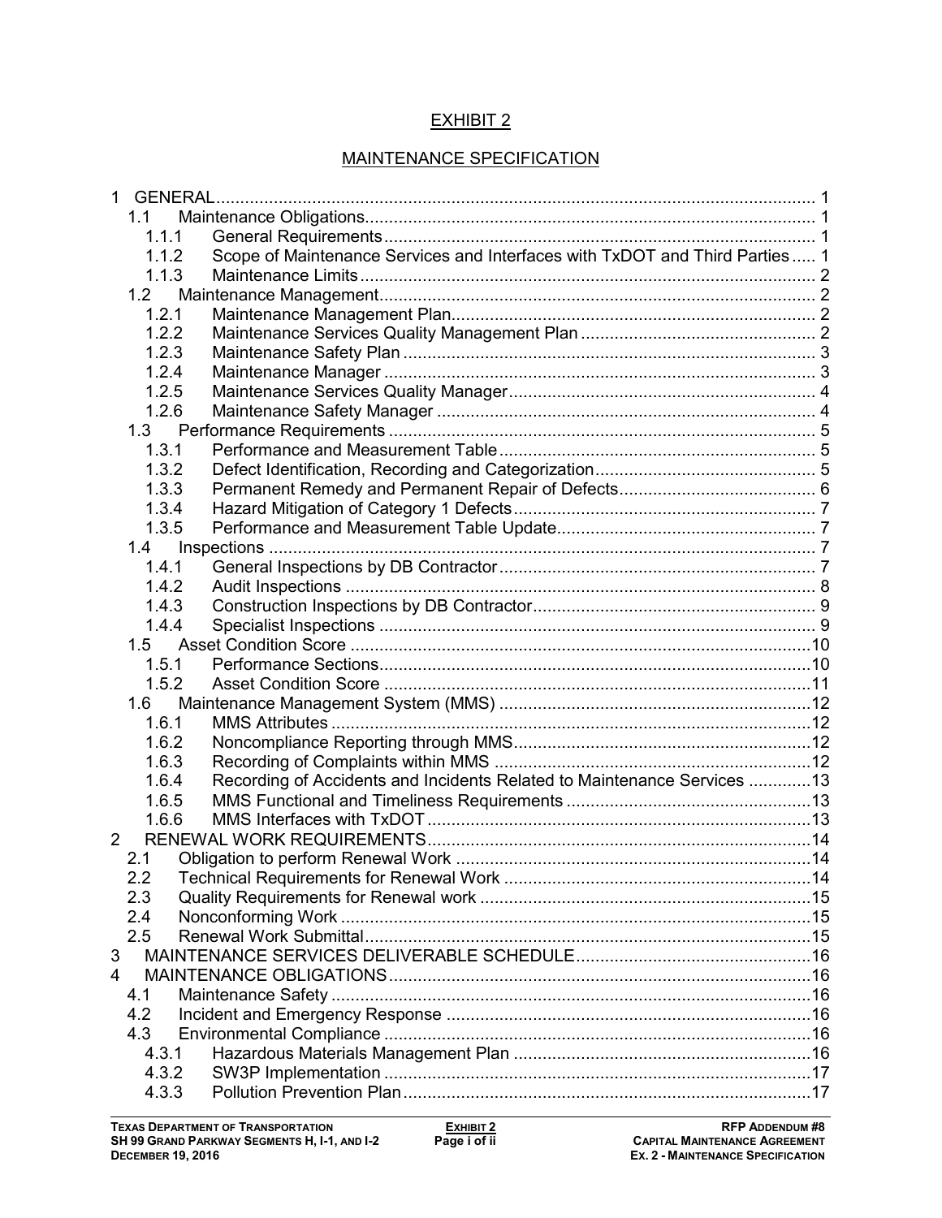# EXHIBIT 2

## MAINTENANCE SPECIFICATION

- 1 GENERAL ... 1
  - 1.1 Maintenance Obligations ... 1
    - 1.1.1 General Requirements ... 1
    - 1.1.2 Scope of Maintenance Services and Interfaces with TxDOT and Third Parties ... 1
    - 1.1.3 Maintenance Limits ... 2
  - 1.2 Maintenance Management ... 2
    - 1.2.1 Maintenance Management Plan ... 2
    - 1.2.2 Maintenance Services Quality Management Plan ... 2
    - 1.2.3 Maintenance Safety Plan ... 3
    - 1.2.4 Maintenance Manager ... 3
    - 1.2.5 Maintenance Services Quality Manager ... 4
    - 1.2.6 Maintenance Safety Manager ... 4
  - 1.3 Performance Requirements ... 5
    - 1.3.1 Performance and Measurement Table ... 5
    - 1.3.2 Defect Identification, Recording and Categorization ... 5
    - 1.3.3 Permanent Remedy and Permanent Repair of Defects ... 6
    - 1.3.4 Hazard Mitigation of Category 1 Defects ... 7
    - 1.3.5 Performance and Measurement Table Update ... 7
  - 1.4 Inspections ... 7
    - 1.4.1 General Inspections by DB Contractor ... 7
    - 1.4.2 Audit Inspections ... 8
    - 1.4.3 Construction Inspections by DB Contractor ... 9
    - 1.4.4 Specialist Inspections ... 9
  - 1.5 Asset Condition Score ... 10
    - 1.5.1 Performance Sections ... 10
    - 1.5.2 Asset Condition Score ... 11
  - 1.6 Maintenance Management System (MMS) ... 12
    - 1.6.1 MMS Attributes ... 12
    - 1.6.2 Noncompliance Reporting through MMS ... 12
    - 1.6.3 Recording of Complaints within MMS ... 12
    - 1.6.4 Recording of Accidents and Incidents Related to Maintenance Services ... 13
    - 1.6.5 MMS Functional and Timeliness Requirements ... 13
    - 1.6.6 MMS Interfaces with TxDOT ... 13
- 2 RENEWAL WORK REQUIREMENTS ... 14
  - 2.1 Obligation to perform Renewal Work ... 14
  - 2.2 Technical Requirements for Renewal Work ... 14
  - 2.3 Quality Requirements for Renewal work ... 15
  - 2.4 Nonconforming Work ... 15
  - 2.5 Renewal Work Submittal ... 15
- 3 MAINTENANCE SERVICES DELIVERABLE SCHEDULE ... 16
- 4 MAINTENANCE OBLIGATIONS ... 16
  - 4.1 Maintenance Safety ... 16
  - 4.2 Incident and Emergency Response ... 16
  - 4.3 Environmental Compliance ... 16
    - 4.3.1 Hazardous Materials Management Plan ... 16
    - 4.3.2 SW3P Implementation ... 17
    - 4.3.3 Pollution Prevention Plan ... 17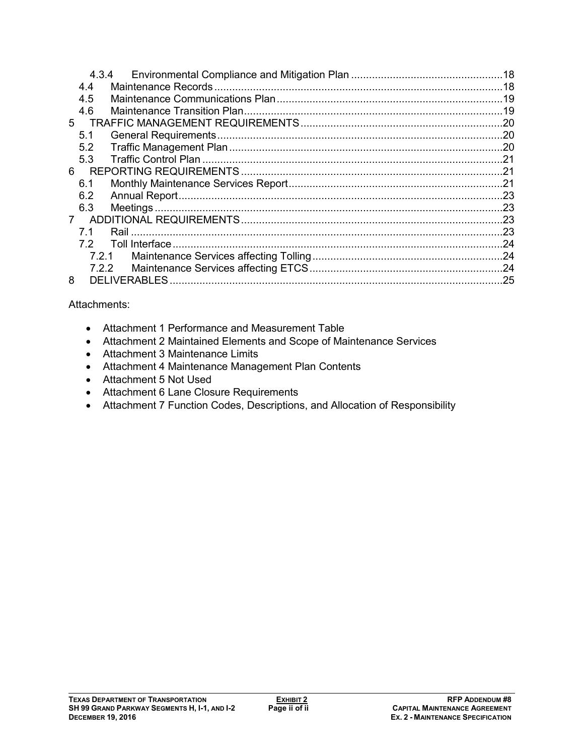4.3.4 Environmental Compliance and Mitigation Plan ....18
4.4 Maintenance Records ....18
4.5 Maintenance Communications Plan ....19
4.6 Maintenance Transition Plan ....19
5 TRAFFIC MANAGEMENT REQUIREMENTS ....20
5.1 General Requirements ....20
5.2 Traffic Management Plan ....20
5.3 Traffic Control Plan ....21
6 REPORTING REQUIREMENTS ....21
6.1 Monthly Maintenance Services Report ....21
6.2 Annual Report ....23
6.3 Meetings ....23
7 ADDITIONAL REQUIREMENTS ....23
7.1 Rail ....23
7.2 Toll Interface ....24
7.2.1 Maintenance Services affecting Tolling ....24
7.2.2 Maintenance Services affecting ETCS ....24
8 DELIVERABLES ....25

Attachments:

- Attachment 1 Performance and Measurement Table
- Attachment 2 Maintained Elements and Scope of Maintenance Services
- Attachment 3 Maintenance Limits
- Attachment 4 Maintenance Management Plan Contents
- Attachment 5 Not Used
- Attachment 6 Lane Closure Requirements
- Attachment 7 Function Codes, Descriptions, and Allocation of Responsibility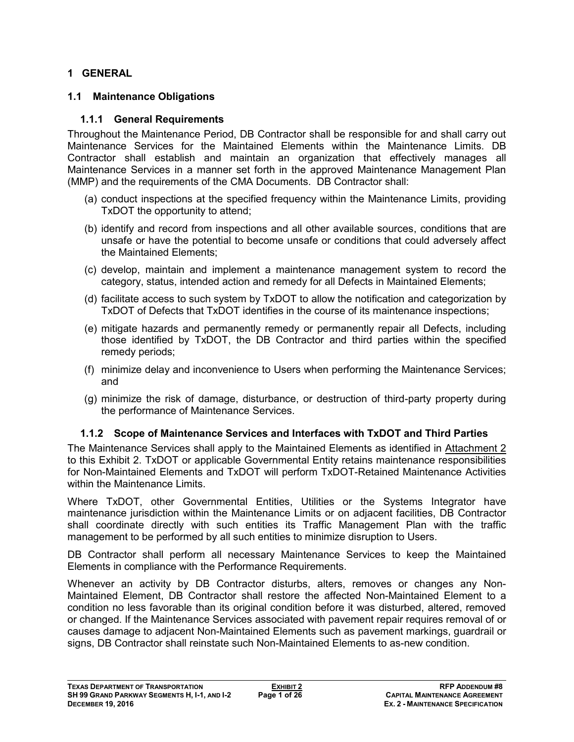# 1 GENERAL

## 1.1 Maintenance Obligations

### 1.1.1 General Requirements

Throughout the Maintenance Period, DB Contractor shall be responsible for and shall carry out Maintenance Services for the Maintained Elements within the Maintenance Limits. DB Contractor shall establish and maintain an organization that effectively manages all Maintenance Services in a manner set forth in the approved Maintenance Management Plan (MMP) and the requirements of the CMA Documents. DB Contractor shall:

(a) conduct inspections at the specified frequency within the Maintenance Limits, providing TxDOT the opportunity to attend;

(b) identify and record from inspections and all other available sources, conditions that are unsafe or have the potential to become unsafe or conditions that could adversely affect the Maintained Elements;

(c) develop, maintain and implement a maintenance management system to record the category, status, intended action and remedy for all Defects in Maintained Elements;

(d) facilitate access to such system by TxDOT to allow the notification and categorization by TxDOT of Defects that TxDOT identifies in the course of its maintenance inspections;

(e) mitigate hazards and permanently remedy or permanently repair all Defects, including those identified by TxDOT, the DB Contractor and third parties within the specified remedy periods;

(f) minimize delay and inconvenience to Users when performing the Maintenance Services; and

(g) minimize the risk of damage, disturbance, or destruction of third-party property during the performance of Maintenance Services.

### 1.1.2 Scope of Maintenance Services and Interfaces with TxDOT and Third Parties

The Maintenance Services shall apply to the Maintained Elements as identified in Attachment 2 to this Exhibit 2. TxDOT or applicable Governmental Entity retains maintenance responsibilities for Non-Maintained Elements and TxDOT will perform TxDOT-Retained Maintenance Activities within the Maintenance Limits.

Where TxDOT, other Governmental Entities, Utilities or the Systems Integrator have maintenance jurisdiction within the Maintenance Limits or on adjacent facilities, DB Contractor shall coordinate directly with such entities its Traffic Management Plan with the traffic management to be performed by all such entities to minimize disruption to Users.

DB Contractor shall perform all necessary Maintenance Services to keep the Maintained Elements in compliance with the Performance Requirements.

Whenever an activity by DB Contractor disturbs, alters, removes or changes any Non-Maintained Element, DB Contractor shall restore the affected Non-Maintained Element to a condition no less favorable than its original condition before it was disturbed, altered, removed or changed. If the Maintenance Services associated with pavement repair requires removal of or causes damage to adjacent Non-Maintained Elements such as pavement markings, guardrail or signs, DB Contractor shall reinstate such Non-Maintained Elements to as-new condition.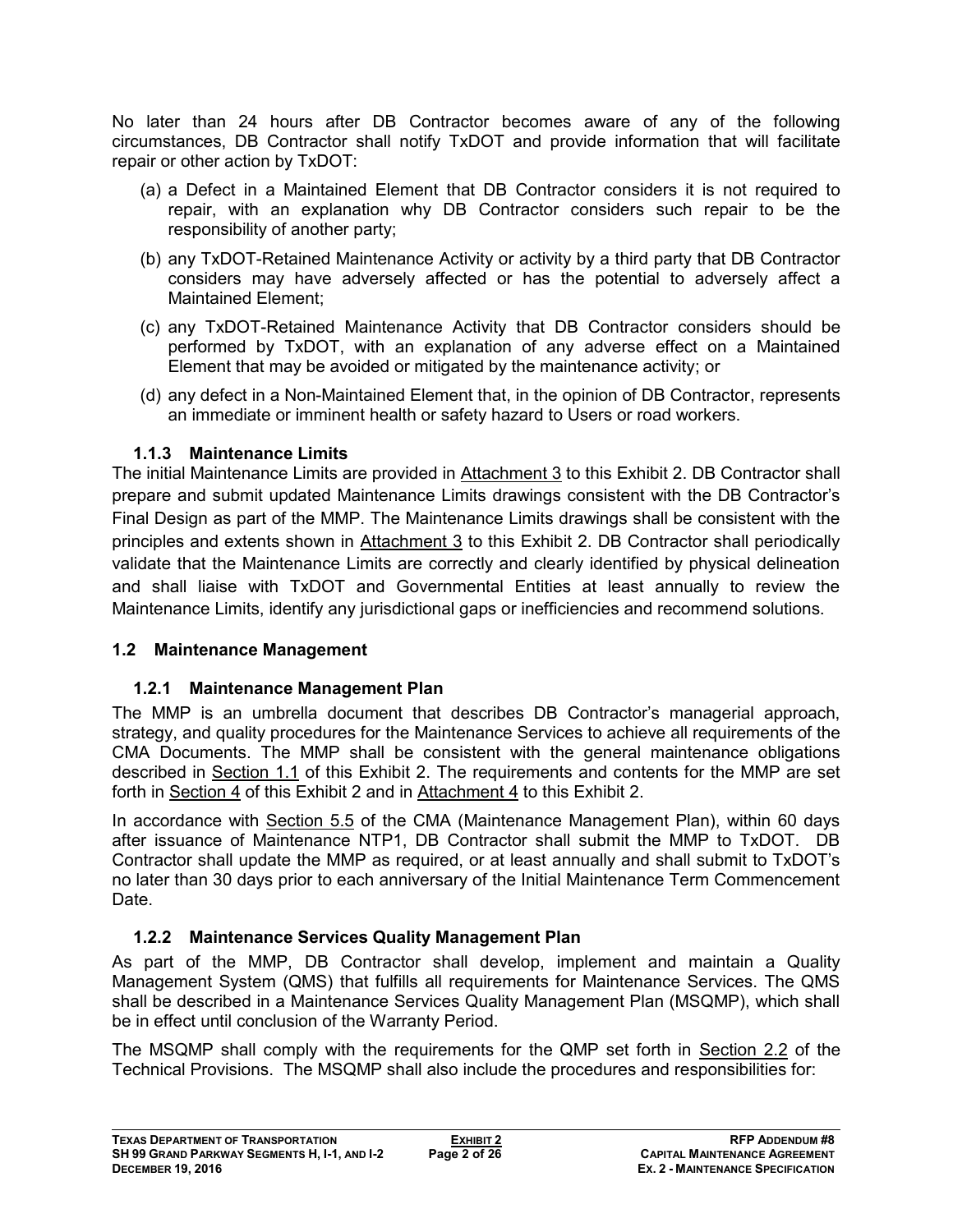No later than 24 hours after DB Contractor becomes aware of any of the following circumstances, DB Contractor shall notify TxDOT and provide information that will facilitate repair or other action by TxDOT:

(a) a Defect in a Maintained Element that DB Contractor considers it is not required to repair, with an explanation why DB Contractor considers such repair to be the responsibility of another party;

(b) any TxDOT-Retained Maintenance Activity or activity by a third party that DB Contractor considers may have adversely affected or has the potential to adversely affect a Maintained Element;

(c) any TxDOT-Retained Maintenance Activity that DB Contractor considers should be performed by TxDOT, with an explanation of any adverse effect on a Maintained Element that may be avoided or mitigated by the maintenance activity; or

(d) any defect in a Non-Maintained Element that, in the opinion of DB Contractor, represents an immediate or imminent health or safety hazard to Users or road workers.

### 1.1.3 Maintenance Limits

The initial Maintenance Limits are provided in Attachment 3 to this Exhibit 2. DB Contractor shall prepare and submit updated Maintenance Limits drawings consistent with the DB Contractor's Final Design as part of the MMP. The Maintenance Limits drawings shall be consistent with the principles and extents shown in Attachment 3 to this Exhibit 2. DB Contractor shall periodically validate that the Maintenance Limits are correctly and clearly identified by physical delineation and shall liaise with TxDOT and Governmental Entities at least annually to review the Maintenance Limits, identify any jurisdictional gaps or inefficiencies and recommend solutions.

## 1.2 Maintenance Management

### 1.2.1 Maintenance Management Plan

The MMP is an umbrella document that describes DB Contractor's managerial approach, strategy, and quality procedures for the Maintenance Services to achieve all requirements of the CMA Documents. The MMP shall be consistent with the general maintenance obligations described in Section 1.1 of this Exhibit 2. The requirements and contents for the MMP are set forth in Section 4 of this Exhibit 2 and in Attachment 4 to this Exhibit 2.

In accordance with Section 5.5 of the CMA (Maintenance Management Plan), within 60 days after issuance of Maintenance NTP1, DB Contractor shall submit the MMP to TxDOT. DB Contractor shall update the MMP as required, or at least annually and shall submit to TxDOT's no later than 30 days prior to each anniversary of the Initial Maintenance Term Commencement Date.

### 1.2.2 Maintenance Services Quality Management Plan

As part of the MMP, DB Contractor shall develop, implement and maintain a Quality Management System (QMS) that fulfills all requirements for Maintenance Services. The QMS shall be described in a Maintenance Services Quality Management Plan (MSQMP), which shall be in effect until conclusion of the Warranty Period.

The MSQMP shall comply with the requirements for the QMP set forth in Section 2.2 of the Technical Provisions. The MSQMP shall also include the procedures and responsibilities for: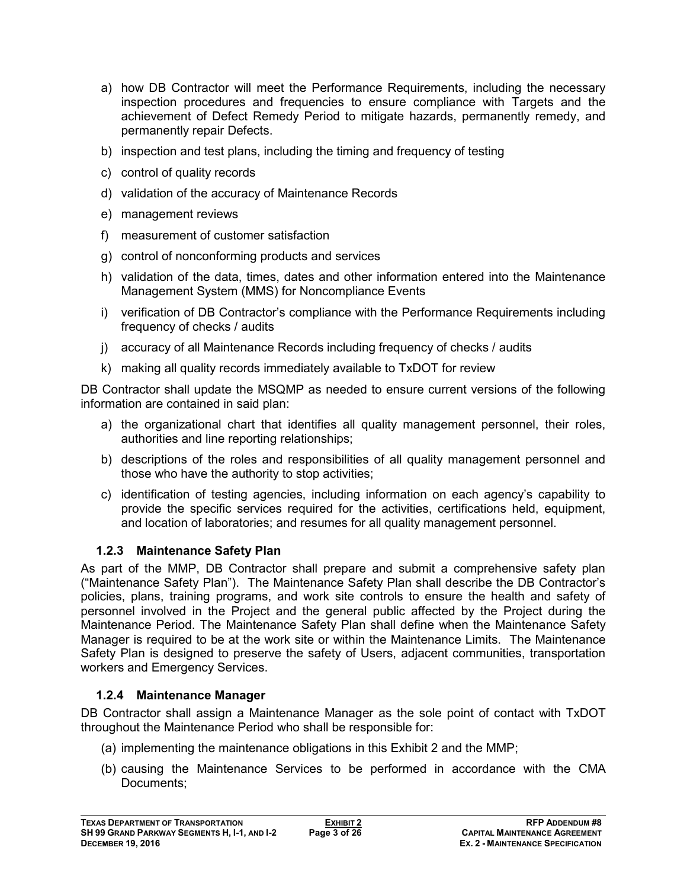a) how DB Contractor will meet the Performance Requirements, including the necessary inspection procedures and frequencies to ensure compliance with Targets and the achievement of Defect Remedy Period to mitigate hazards, permanently remedy, and permanently repair Defects.

b) inspection and test plans, including the timing and frequency of testing

c) control of quality records

d) validation of the accuracy of Maintenance Records

e) management reviews

f) measurement of customer satisfaction

g) control of nonconforming products and services

h) validation of the data, times, dates and other information entered into the Maintenance Management System (MMS) for Noncompliance Events

i) verification of DB Contractor's compliance with the Performance Requirements including frequency of checks / audits

j) accuracy of all Maintenance Records including frequency of checks / audits

k) making all quality records immediately available to TxDOT for review

DB Contractor shall update the MSQMP as needed to ensure current versions of the following information are contained in said plan:

a) the organizational chart that identifies all quality management personnel, their roles, authorities and line reporting relationships;

b) descriptions of the roles and responsibilities of all quality management personnel and those who have the authority to stop activities;

c) identification of testing agencies, including information on each agency's capability to provide the specific services required for the activities, certifications held, equipment, and location of laboratories; and resumes for all quality management personnel.

### 1.2.3 Maintenance Safety Plan

As part of the MMP, DB Contractor shall prepare and submit a comprehensive safety plan ("Maintenance Safety Plan"). The Maintenance Safety Plan shall describe the DB Contractor's policies, plans, training programs, and work site controls to ensure the health and safety of personnel involved in the Project and the general public affected by the Project during the Maintenance Period. The Maintenance Safety Plan shall define when the Maintenance Safety Manager is required to be at the work site or within the Maintenance Limits. The Maintenance Safety Plan is designed to preserve the safety of Users, adjacent communities, transportation workers and Emergency Services.

### 1.2.4 Maintenance Manager

DB Contractor shall assign a Maintenance Manager as the sole point of contact with TxDOT throughout the Maintenance Period who shall be responsible for:

(a) implementing the maintenance obligations in this Exhibit 2 and the MMP;

(b) causing the Maintenance Services to be performed in accordance with the CMA Documents;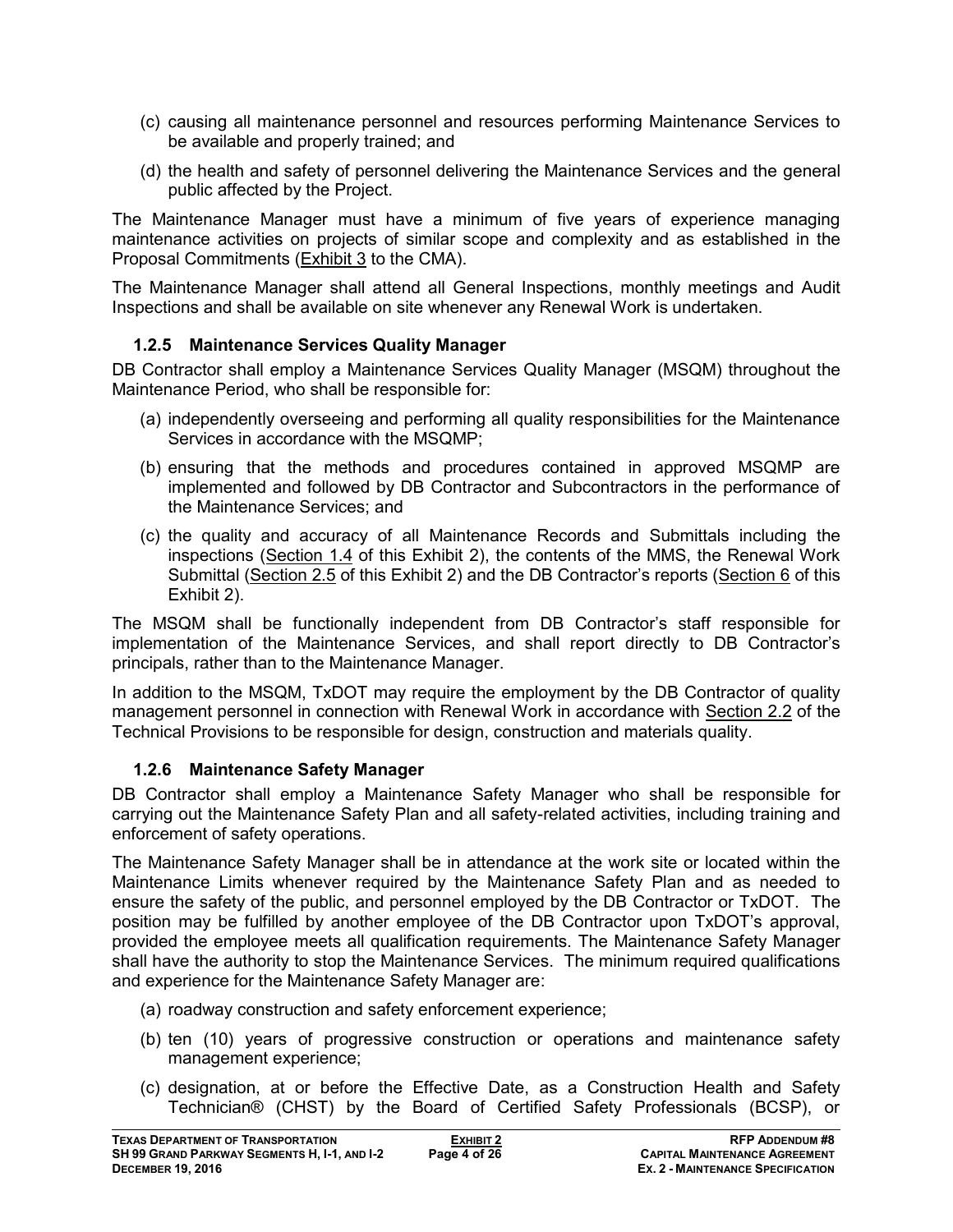(c) causing all maintenance personnel and resources performing Maintenance Services to be available and properly trained; and

(d) the health and safety of personnel delivering the Maintenance Services and the general public affected by the Project.

The Maintenance Manager must have a minimum of five years of experience managing maintenance activities on projects of similar scope and complexity and as established in the Proposal Commitments (Exhibit 3 to the CMA).

The Maintenance Manager shall attend all General Inspections, monthly meetings and Audit Inspections and shall be available on site whenever any Renewal Work is undertaken.

### 1.2.5 Maintenance Services Quality Manager

DB Contractor shall employ a Maintenance Services Quality Manager (MSQM) throughout the Maintenance Period, who shall be responsible for:

(a) independently overseeing and performing all quality responsibilities for the Maintenance Services in accordance with the MSQMP;

(b) ensuring that the methods and procedures contained in approved MSQMP are implemented and followed by DB Contractor and Subcontractors in the performance of the Maintenance Services; and

(c) the quality and accuracy of all Maintenance Records and Submittals including the inspections (Section 1.4 of this Exhibit 2), the contents of the MMS, the Renewal Work Submittal (Section 2.5 of this Exhibit 2) and the DB Contractor's reports (Section 6 of this Exhibit 2).

The MSQM shall be functionally independent from DB Contractor's staff responsible for implementation of the Maintenance Services, and shall report directly to DB Contractor's principals, rather than to the Maintenance Manager.

In addition to the MSQM, TxDOT may require the employment by the DB Contractor of quality management personnel in connection with Renewal Work in accordance with Section 2.2 of the Technical Provisions to be responsible for design, construction and materials quality.

### 1.2.6 Maintenance Safety Manager

DB Contractor shall employ a Maintenance Safety Manager who shall be responsible for carrying out the Maintenance Safety Plan and all safety-related activities, including training and enforcement of safety operations.

The Maintenance Safety Manager shall be in attendance at the work site or located within the Maintenance Limits whenever required by the Maintenance Safety Plan and as needed to ensure the safety of the public, and personnel employed by the DB Contractor or TxDOT. The position may be fulfilled by another employee of the DB Contractor upon TxDOT's approval, provided the employee meets all qualification requirements. The Maintenance Safety Manager shall have the authority to stop the Maintenance Services. The minimum required qualifications and experience for the Maintenance Safety Manager are:

(a) roadway construction and safety enforcement experience;

(b) ten (10) years of progressive construction or operations and maintenance safety management experience;

(c) designation, at or before the Effective Date, as a Construction Health and Safety Technician® (CHST) by the Board of Certified Safety Professionals (BCSP), or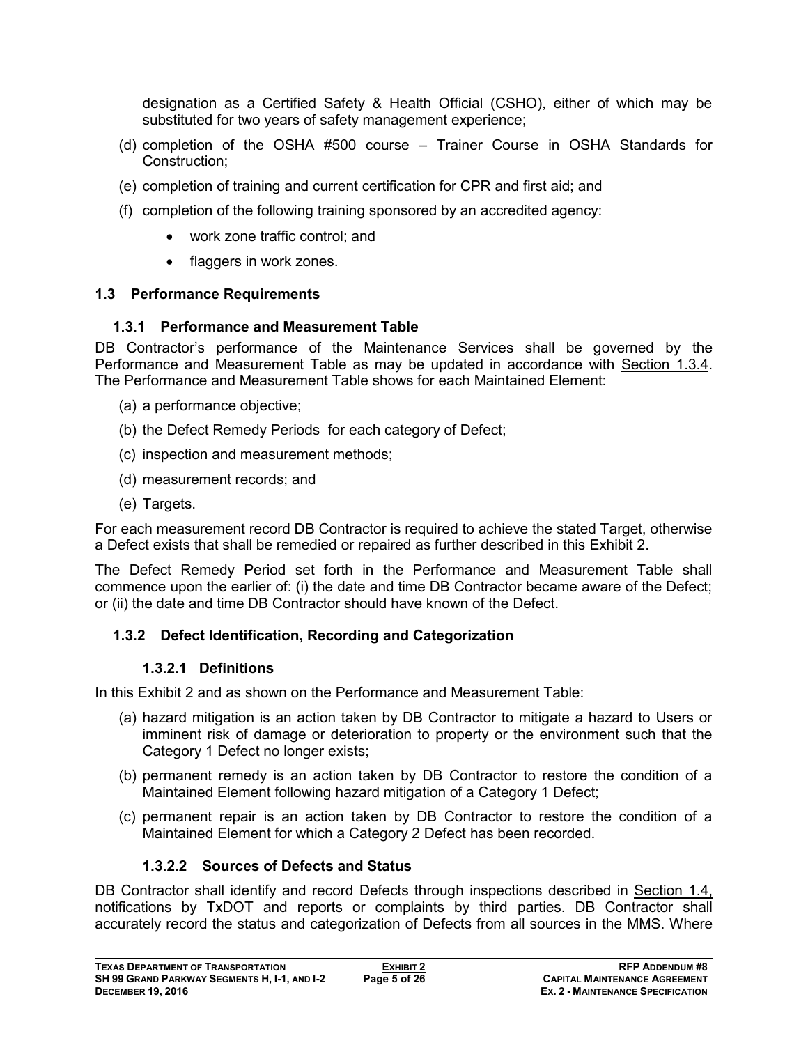designation as a Certified Safety & Health Official (CSHO), either of which may be substituted for two years of safety management experience;

(d) completion of the OSHA #500 course – Trainer Course in OSHA Standards for Construction;

(e) completion of training and current certification for CPR and first aid; and

(f) completion of the following training sponsored by an accredited agency:

- work zone traffic control; and
- flaggers in work zones.

## 1.3 Performance Requirements

### 1.3.1 Performance and Measurement Table

DB Contractor's performance of the Maintenance Services shall be governed by the Performance and Measurement Table as may be updated in accordance with Section 1.3.4. The Performance and Measurement Table shows for each Maintained Element:

(a) a performance objective;

(b) the Defect Remedy Periods for each category of Defect;

(c) inspection and measurement methods;

(d) measurement records; and

(e) Targets.

For each measurement record DB Contractor is required to achieve the stated Target, otherwise a Defect exists that shall be remedied or repaired as further described in this Exhibit 2.

The Defect Remedy Period set forth in the Performance and Measurement Table shall commence upon the earlier of: (i) the date and time DB Contractor became aware of the Defect; or (ii) the date and time DB Contractor should have known of the Defect.

### 1.3.2 Defect Identification, Recording and Categorization

#### 1.3.2.1 Definitions

In this Exhibit 2 and as shown on the Performance and Measurement Table:

(a) hazard mitigation is an action taken by DB Contractor to mitigate a hazard to Users or imminent risk of damage or deterioration to property or the environment such that the Category 1 Defect no longer exists;

(b) permanent remedy is an action taken by DB Contractor to restore the condition of a Maintained Element following hazard mitigation of a Category 1 Defect;

(c) permanent repair is an action taken by DB Contractor to restore the condition of a Maintained Element for which a Category 2 Defect has been recorded.

#### 1.3.2.2 Sources of Defects and Status

DB Contractor shall identify and record Defects through inspections described in Section 1.4, notifications by TxDOT and reports or complaints by third parties. DB Contractor shall accurately record the status and categorization of Defects from all sources in the MMS. Where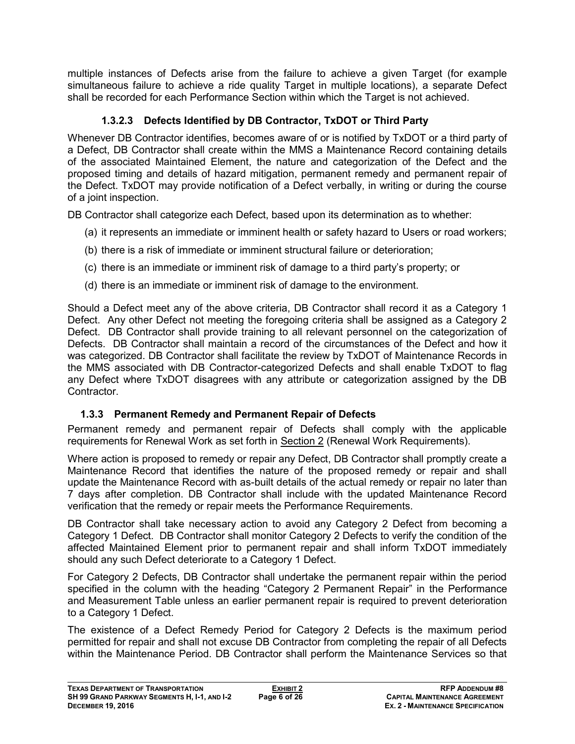multiple instances of Defects arise from the failure to achieve a given Target (for example simultaneous failure to achieve a ride quality Target in multiple locations), a separate Defect shall be recorded for each Performance Section within which the Target is not achieved.

#### 1.3.2.3 Defects Identified by DB Contractor, TxDOT or Third Party

Whenever DB Contractor identifies, becomes aware of or is notified by TxDOT or a third party of a Defect, DB Contractor shall create within the MMS a Maintenance Record containing details of the associated Maintained Element, the nature and categorization of the Defect and the proposed timing and details of hazard mitigation, permanent remedy and permanent repair of the Defect. TxDOT may provide notification of a Defect verbally, in writing or during the course of a joint inspection.

DB Contractor shall categorize each Defect, based upon its determination as to whether:

(a) it represents an immediate or imminent health or safety hazard to Users or road workers;

(b) there is a risk of immediate or imminent structural failure or deterioration;

(c) there is an immediate or imminent risk of damage to a third party's property; or

(d) there is an immediate or imminent risk of damage to the environment.

Should a Defect meet any of the above criteria, DB Contractor shall record it as a Category 1 Defect. Any other Defect not meeting the foregoing criteria shall be assigned as a Category 2 Defect. DB Contractor shall provide training to all relevant personnel on the categorization of Defects. DB Contractor shall maintain a record of the circumstances of the Defect and how it was categorized. DB Contractor shall facilitate the review by TxDOT of Maintenance Records in the MMS associated with DB Contractor-categorized Defects and shall enable TxDOT to flag any Defect where TxDOT disagrees with any attribute or categorization assigned by the DB Contractor.

### 1.3.3 Permanent Remedy and Permanent Repair of Defects

Permanent remedy and permanent repair of Defects shall comply with the applicable requirements for Renewal Work as set forth in Section 2 (Renewal Work Requirements).

Where action is proposed to remedy or repair any Defect, DB Contractor shall promptly create a Maintenance Record that identifies the nature of the proposed remedy or repair and shall update the Maintenance Record with as-built details of the actual remedy or repair no later than 7 days after completion. DB Contractor shall include with the updated Maintenance Record verification that the remedy or repair meets the Performance Requirements.

DB Contractor shall take necessary action to avoid any Category 2 Defect from becoming a Category 1 Defect. DB Contractor shall monitor Category 2 Defects to verify the condition of the affected Maintained Element prior to permanent repair and shall inform TxDOT immediately should any such Defect deteriorate to a Category 1 Defect.

For Category 2 Defects, DB Contractor shall undertake the permanent repair within the period specified in the column with the heading "Category 2 Permanent Repair" in the Performance and Measurement Table unless an earlier permanent repair is required to prevent deterioration to a Category 1 Defect.

The existence of a Defect Remedy Period for Category 2 Defects is the maximum period permitted for repair and shall not excuse DB Contractor from completing the repair of all Defects within the Maintenance Period. DB Contractor shall perform the Maintenance Services so that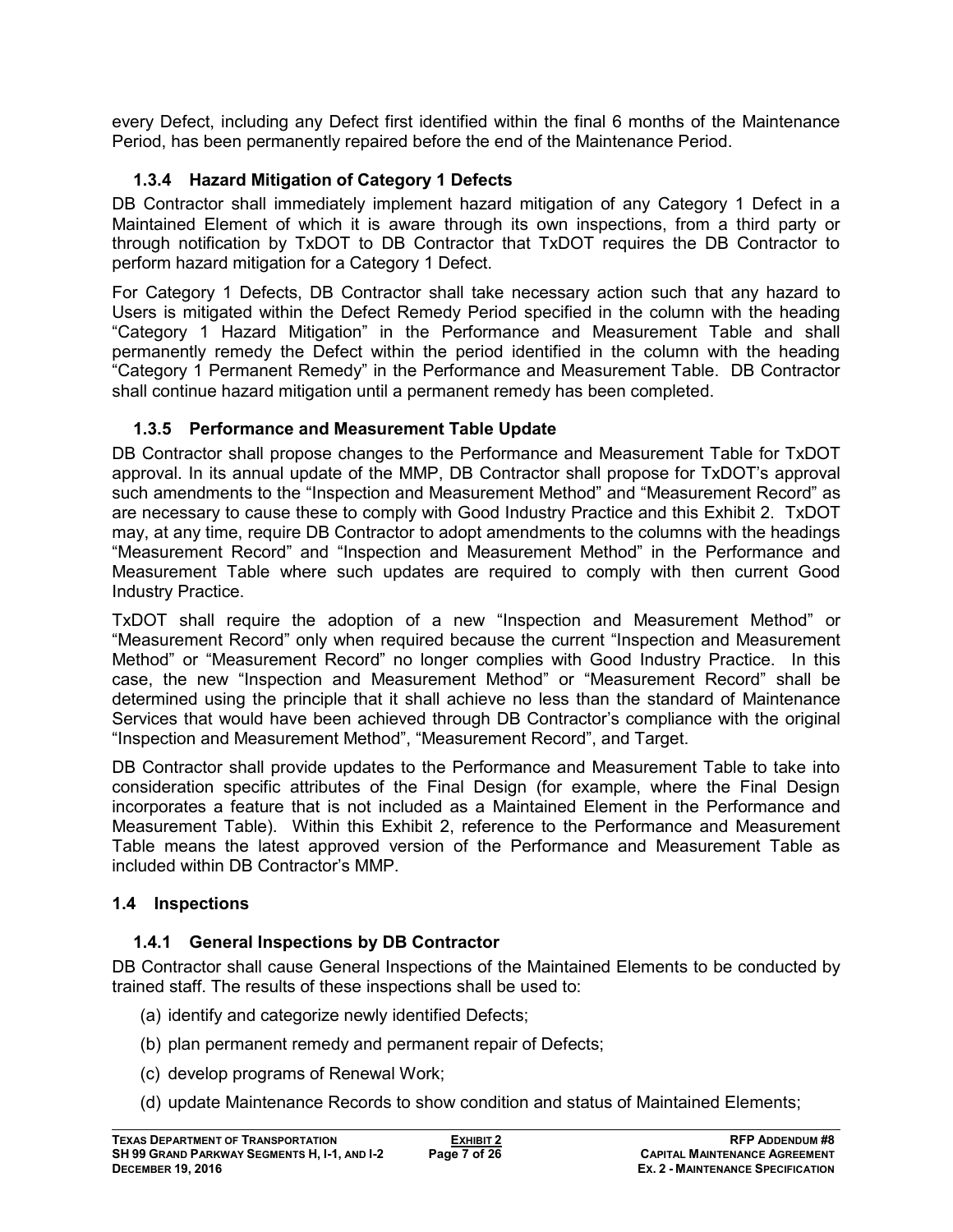every Defect, including any Defect first identified within the final 6 months of the Maintenance Period, has been permanently repaired before the end of the Maintenance Period.

### 1.3.4 Hazard Mitigation of Category 1 Defects

DB Contractor shall immediately implement hazard mitigation of any Category 1 Defect in a Maintained Element of which it is aware through its own inspections, from a third party or through notification by TxDOT to DB Contractor that TxDOT requires the DB Contractor to perform hazard mitigation for a Category 1 Defect.

For Category 1 Defects, DB Contractor shall take necessary action such that any hazard to Users is mitigated within the Defect Remedy Period specified in the column with the heading "Category 1 Hazard Mitigation" in the Performance and Measurement Table and shall permanently remedy the Defect within the period identified in the column with the heading "Category 1 Permanent Remedy" in the Performance and Measurement Table. DB Contractor shall continue hazard mitigation until a permanent remedy has been completed.

### 1.3.5 Performance and Measurement Table Update

DB Contractor shall propose changes to the Performance and Measurement Table for TxDOT approval. In its annual update of the MMP, DB Contractor shall propose for TxDOT's approval such amendments to the "Inspection and Measurement Method" and "Measurement Record" as are necessary to cause these to comply with Good Industry Practice and this Exhibit 2. TxDOT may, at any time, require DB Contractor to adopt amendments to the columns with the headings "Measurement Record" and "Inspection and Measurement Method" in the Performance and Measurement Table where such updates are required to comply with then current Good Industry Practice.

TxDOT shall require the adoption of a new "Inspection and Measurement Method" or "Measurement Record" only when required because the current "Inspection and Measurement Method" or "Measurement Record" no longer complies with Good Industry Practice. In this case, the new "Inspection and Measurement Method" or "Measurement Record" shall be determined using the principle that it shall achieve no less than the standard of Maintenance Services that would have been achieved through DB Contractor's compliance with the original "Inspection and Measurement Method", "Measurement Record", and Target.

DB Contractor shall provide updates to the Performance and Measurement Table to take into consideration specific attributes of the Final Design (for example, where the Final Design incorporates a feature that is not included as a Maintained Element in the Performance and Measurement Table). Within this Exhibit 2, reference to the Performance and Measurement Table means the latest approved version of the Performance and Measurement Table as included within DB Contractor's MMP.

## 1.4 Inspections

### 1.4.1 General Inspections by DB Contractor

DB Contractor shall cause General Inspections of the Maintained Elements to be conducted by trained staff. The results of these inspections shall be used to:

(a) identify and categorize newly identified Defects;

(b) plan permanent remedy and permanent repair of Defects;

(c) develop programs of Renewal Work;

(d) update Maintenance Records to show condition and status of Maintained Elements;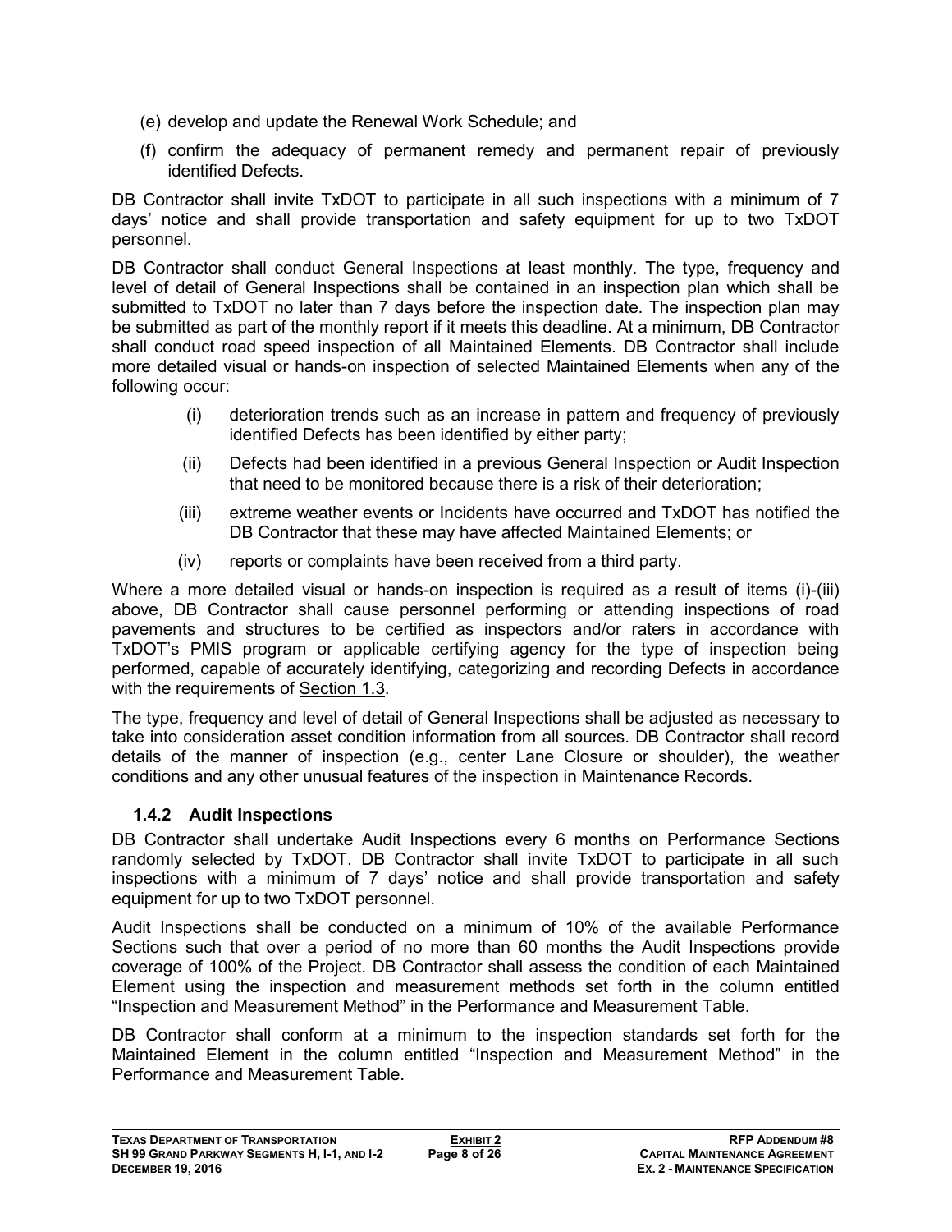(e) develop and update the Renewal Work Schedule; and

(f) confirm the adequacy of permanent remedy and permanent repair of previously identified Defects.

DB Contractor shall invite TxDOT to participate in all such inspections with a minimum of 7 days' notice and shall provide transportation and safety equipment for up to two TxDOT personnel.

DB Contractor shall conduct General Inspections at least monthly. The type, frequency and level of detail of General Inspections shall be contained in an inspection plan which shall be submitted to TxDOT no later than 7 days before the inspection date. The inspection plan may be submitted as part of the monthly report if it meets this deadline. At a minimum, DB Contractor shall conduct road speed inspection of all Maintained Elements. DB Contractor shall include more detailed visual or hands-on inspection of selected Maintained Elements when any of the following occur:

(i) deterioration trends such as an increase in pattern and frequency of previously identified Defects has been identified by either party;

(ii) Defects had been identified in a previous General Inspection or Audit Inspection that need to be monitored because there is a risk of their deterioration;

(iii) extreme weather events or Incidents have occurred and TxDOT has notified the DB Contractor that these may have affected Maintained Elements; or

(iv) reports or complaints have been received from a third party.

Where a more detailed visual or hands-on inspection is required as a result of items (i)-(iii) above, DB Contractor shall cause personnel performing or attending inspections of road pavements and structures to be certified as inspectors and/or raters in accordance with TxDOT's PMIS program or applicable certifying agency for the type of inspection being performed, capable of accurately identifying, categorizing and recording Defects in accordance with the requirements of Section 1.3.

The type, frequency and level of detail of General Inspections shall be adjusted as necessary to take into consideration asset condition information from all sources. DB Contractor shall record details of the manner of inspection (e.g., center Lane Closure or shoulder), the weather conditions and any other unusual features of the inspection in Maintenance Records.

### 1.4.2 Audit Inspections

DB Contractor shall undertake Audit Inspections every 6 months on Performance Sections randomly selected by TxDOT. DB Contractor shall invite TxDOT to participate in all such inspections with a minimum of 7 days' notice and shall provide transportation and safety equipment for up to two TxDOT personnel.

Audit Inspections shall be conducted on a minimum of 10% of the available Performance Sections such that over a period of no more than 60 months the Audit Inspections provide coverage of 100% of the Project. DB Contractor shall assess the condition of each Maintained Element using the inspection and measurement methods set forth in the column entitled "Inspection and Measurement Method" in the Performance and Measurement Table.

DB Contractor shall conform at a minimum to the inspection standards set forth for the Maintained Element in the column entitled "Inspection and Measurement Method" in the Performance and Measurement Table.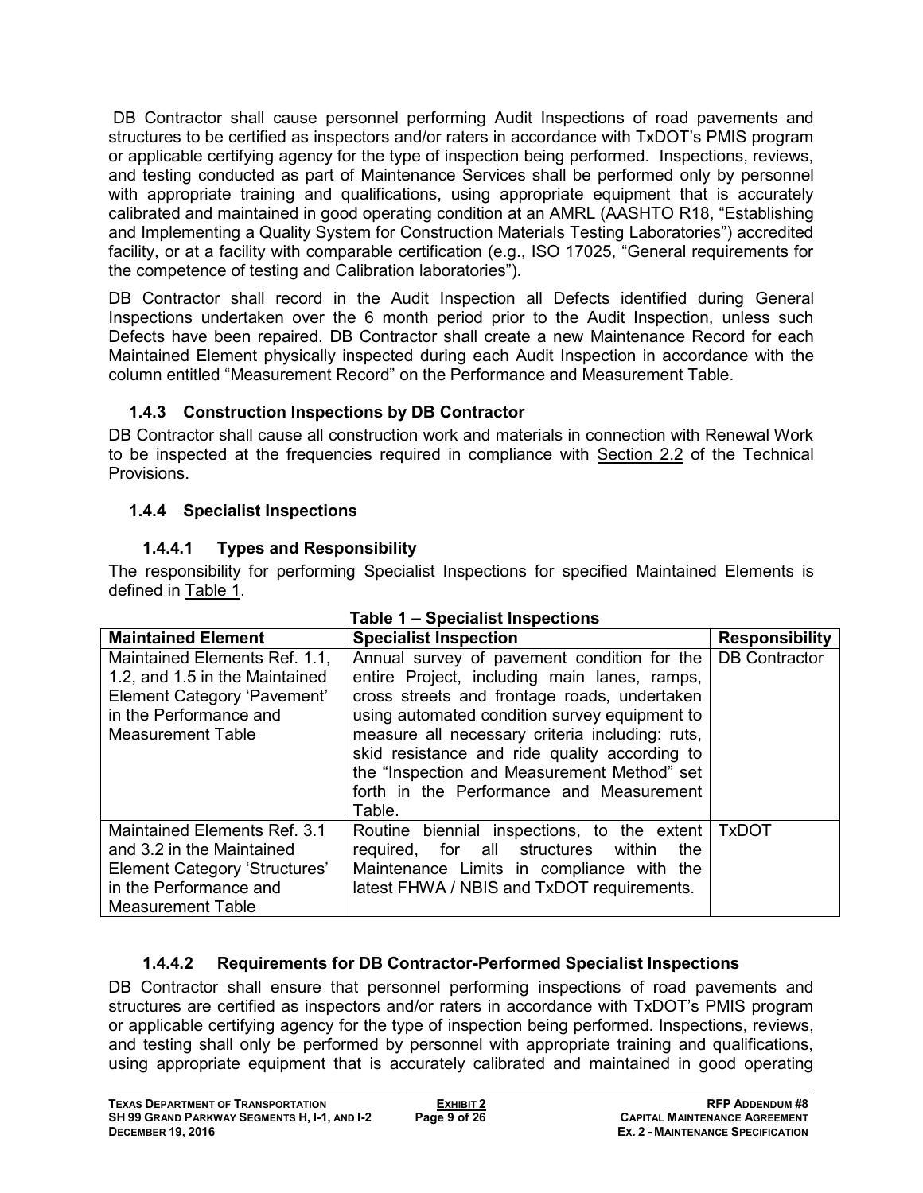DB Contractor shall cause personnel performing Audit Inspections of road pavements and structures to be certified as inspectors and/or raters in accordance with TxDOT's PMIS program or applicable certifying agency for the type of inspection being performed. Inspections, reviews, and testing conducted as part of Maintenance Services shall be performed only by personnel with appropriate training and qualifications, using appropriate equipment that is accurately calibrated and maintained in good operating condition at an AMRL (AASHTO R18, "Establishing and Implementing a Quality System for Construction Materials Testing Laboratories") accredited facility, or at a facility with comparable certification (e.g., ISO 17025, "General requirements for the competence of testing and Calibration laboratories").

DB Contractor shall record in the Audit Inspection all Defects identified during General Inspections undertaken over the 6 month period prior to the Audit Inspection, unless such Defects have been repaired. DB Contractor shall create a new Maintenance Record for each Maintained Element physically inspected during each Audit Inspection in accordance with the column entitled "Measurement Record" on the Performance and Measurement Table.

### 1.4.3 Construction Inspections by DB Contractor

DB Contractor shall cause all construction work and materials in connection with Renewal Work to be inspected at the frequencies required in compliance with Section 2.2 of the Technical Provisions.

### 1.4.4 Specialist Inspections

#### 1.4.4.1 Types and Responsibility

The responsibility for performing Specialist Inspections for specified Maintained Elements is defined in Table 1.

**Table 1 – Specialist Inspections**

| Maintained Element | Specialist Inspection | Responsibility |
|---|---|---|
| Maintained Elements Ref. 1.1, 1.2, and 1.5 in the Maintained Element Category 'Pavement' in the Performance and Measurement Table | Annual survey of pavement condition for the entire Project, including main lanes, ramps, cross streets and frontage roads, undertaken using automated condition survey equipment to measure all necessary criteria including: ruts, skid resistance and ride quality according to the "Inspection and Measurement Method" set forth in the Performance and Measurement Table. | DB Contractor |
| Maintained Elements Ref. 3.1 and 3.2 in the Maintained Element Category 'Structures' in the Performance and Measurement Table | Routine biennial inspections, to the extent required, for all structures within the Maintenance Limits in compliance with the latest FHWA / NBIS and TxDOT requirements. | TxDOT |

#### 1.4.4.2 Requirements for DB Contractor-Performed Specialist Inspections

DB Contractor shall ensure that personnel performing inspections of road pavements and structures are certified as inspectors and/or raters in accordance with TxDOT's PMIS program or applicable certifying agency for the type of inspection being performed. Inspections, reviews, and testing shall only be performed by personnel with appropriate training and qualifications, using appropriate equipment that is accurately calibrated and maintained in good operating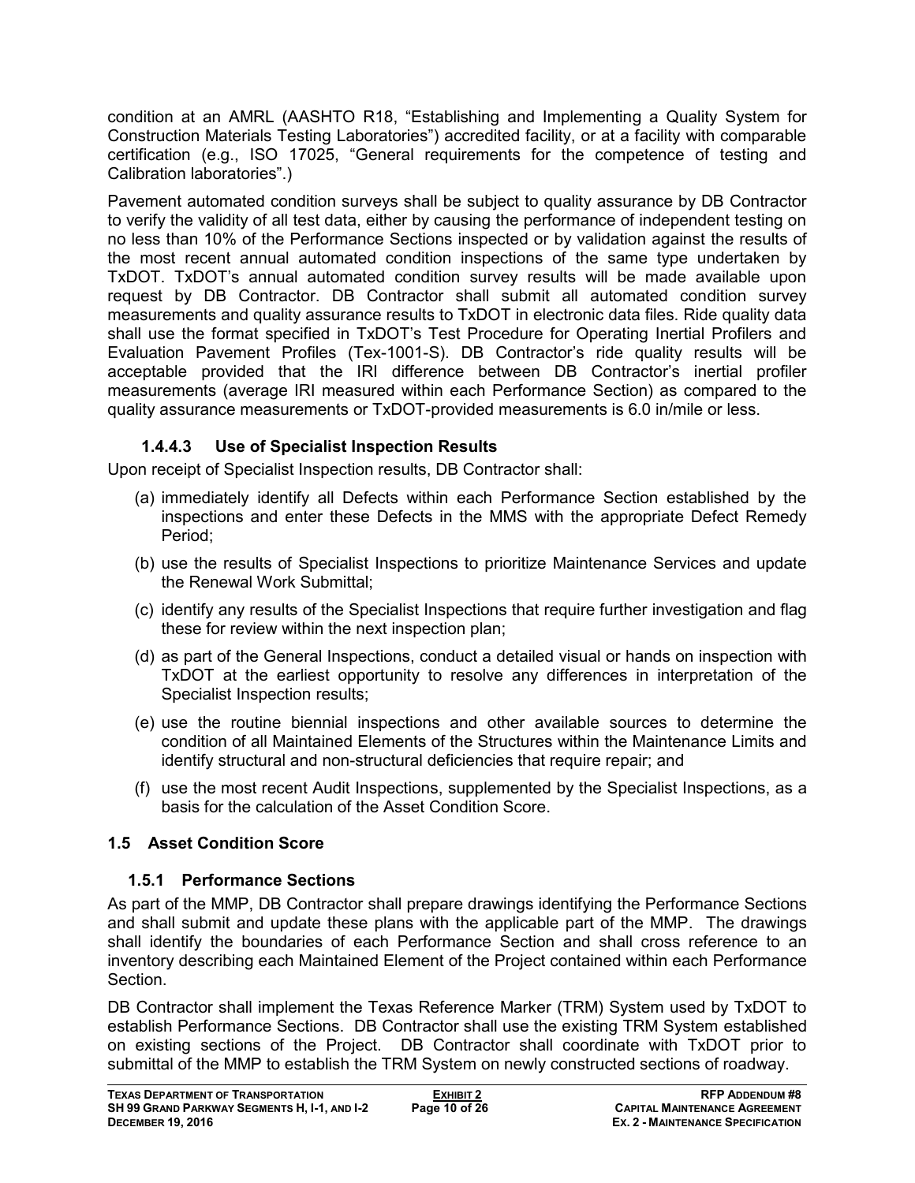condition at an AMRL (AASHTO R18, "Establishing and Implementing a Quality System for Construction Materials Testing Laboratories") accredited facility, or at a facility with comparable certification (e.g., ISO 17025, "General requirements for the competence of testing and Calibration laboratories".)

Pavement automated condition surveys shall be subject to quality assurance by DB Contractor to verify the validity of all test data, either by causing the performance of independent testing on no less than 10% of the Performance Sections inspected or by validation against the results of the most recent annual automated condition inspections of the same type undertaken by TxDOT. TxDOT's annual automated condition survey results will be made available upon request by DB Contractor. DB Contractor shall submit all automated condition survey measurements and quality assurance results to TxDOT in electronic data files. Ride quality data shall use the format specified in TxDOT's Test Procedure for Operating Inertial Profilers and Evaluation Pavement Profiles (Tex-1001-S). DB Contractor's ride quality results will be acceptable provided that the IRI difference between DB Contractor's inertial profiler measurements (average IRI measured within each Performance Section) as compared to the quality assurance measurements or TxDOT-provided measurements is 6.0 in/mile or less.

#### 1.4.4.3 Use of Specialist Inspection Results

Upon receipt of Specialist Inspection results, DB Contractor shall:

(a) immediately identify all Defects within each Performance Section established by the inspections and enter these Defects in the MMS with the appropriate Defect Remedy Period;

(b) use the results of Specialist Inspections to prioritize Maintenance Services and update the Renewal Work Submittal;

(c) identify any results of the Specialist Inspections that require further investigation and flag these for review within the next inspection plan;

(d) as part of the General Inspections, conduct a detailed visual or hands on inspection with TxDOT at the earliest opportunity to resolve any differences in interpretation of the Specialist Inspection results;

(e) use the routine biennial inspections and other available sources to determine the condition of all Maintained Elements of the Structures within the Maintenance Limits and identify structural and non-structural deficiencies that require repair; and

(f) use the most recent Audit Inspections, supplemented by the Specialist Inspections, as a basis for the calculation of the Asset Condition Score.

## 1.5 Asset Condition Score

### 1.5.1 Performance Sections

As part of the MMP, DB Contractor shall prepare drawings identifying the Performance Sections and shall submit and update these plans with the applicable part of the MMP. The drawings shall identify the boundaries of each Performance Section and shall cross reference to an inventory describing each Maintained Element of the Project contained within each Performance Section.

DB Contractor shall implement the Texas Reference Marker (TRM) System used by TxDOT to establish Performance Sections. DB Contractor shall use the existing TRM System established on existing sections of the Project. DB Contractor shall coordinate with TxDOT prior to submittal of the MMP to establish the TRM System on newly constructed sections of roadway.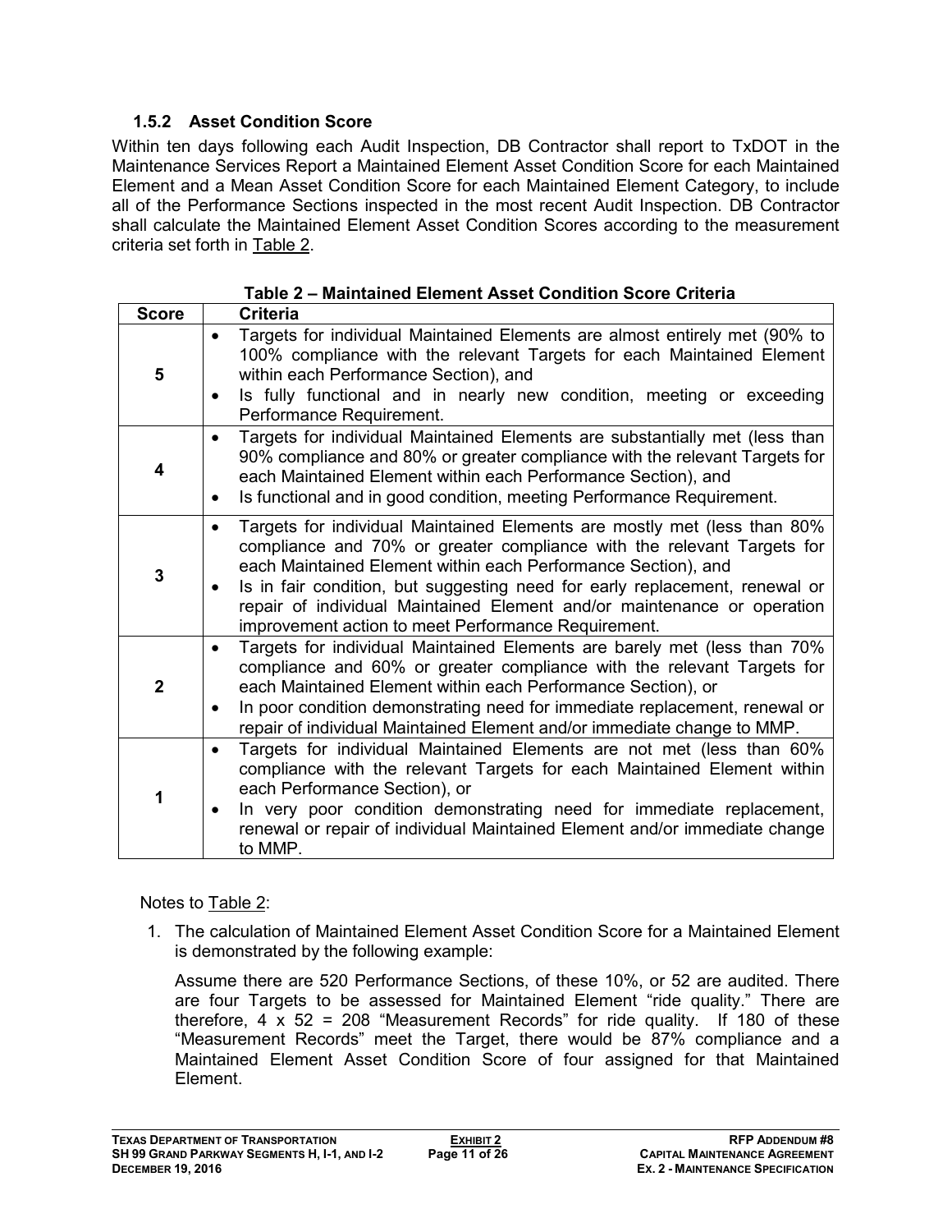### 1.5.2 Asset Condition Score

Within ten days following each Audit Inspection, DB Contractor shall report to TxDOT in the Maintenance Services Report a Maintained Element Asset Condition Score for each Maintained Element and a Mean Asset Condition Score for each Maintained Element Category, to include all of the Performance Sections inspected in the most recent Audit Inspection. DB Contractor shall calculate the Maintained Element Asset Condition Scores according to the measurement criteria set forth in Table 2.

**Table 2 – Maintained Element Asset Condition Score Criteria**

| Score | Criteria |
|---|---|
| **5** | • Targets for individual Maintained Elements are almost entirely met (90% to 100% compliance with the relevant Targets for each Maintained Element within each Performance Section), and<br>• Is fully functional and in nearly new condition, meeting or exceeding Performance Requirement. |
| **4** | • Targets for individual Maintained Elements are substantially met (less than 90% compliance and 80% or greater compliance with the relevant Targets for each Maintained Element within each Performance Section), and<br>• Is functional and in good condition, meeting Performance Requirement. |
| **3** | • Targets for individual Maintained Elements are mostly met (less than 80% compliance and 70% or greater compliance with the relevant Targets for each Maintained Element within each Performance Section), and<br>• Is in fair condition, but suggesting need for early replacement, renewal or repair of individual Maintained Element and/or maintenance or operation improvement action to meet Performance Requirement. |
| **2** | • Targets for individual Maintained Elements are barely met (less than 70% compliance and 60% or greater compliance with the relevant Targets for each Maintained Element within each Performance Section), or<br>• In poor condition demonstrating need for immediate replacement, renewal or repair of individual Maintained Element and/or immediate change to MMP. |
| **1** | • Targets for individual Maintained Elements are not met (less than 60% compliance with the relevant Targets for each Maintained Element within each Performance Section), or<br>• In very poor condition demonstrating need for immediate replacement, renewal or repair of individual Maintained Element and/or immediate change to MMP. |

Notes to Table 2:

1. The calculation of Maintained Element Asset Condition Score for a Maintained Element is demonstrated by the following example:

   Assume there are 520 Performance Sections, of these 10%, or 52 are audited. There are four Targets to be assessed for Maintained Element "ride quality." There are therefore, 4 x 52 = 208 "Measurement Records" for ride quality. If 180 of these "Measurement Records" meet the Target, there would be 87% compliance and a Maintained Element Asset Condition Score of four assigned for that Maintained Element.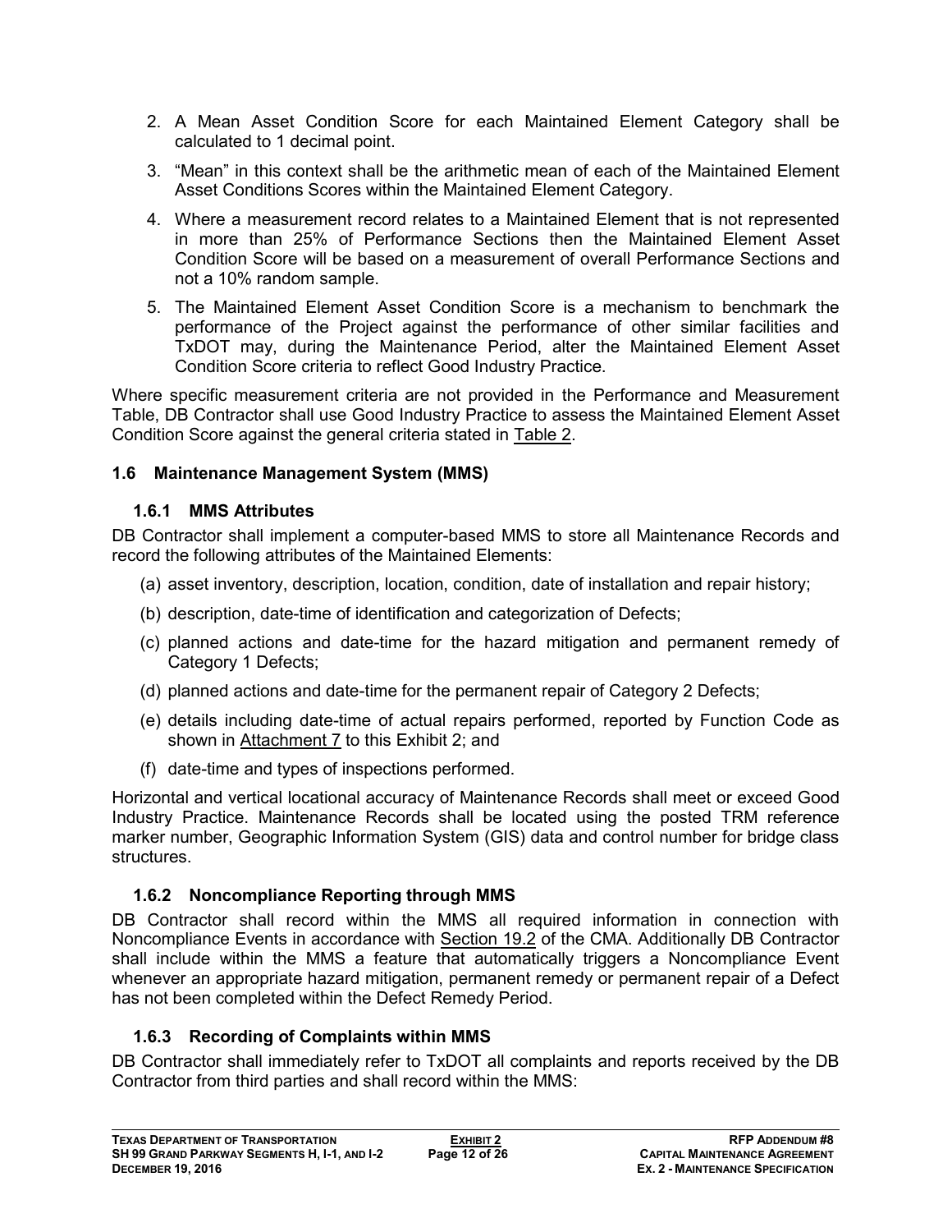2. A Mean Asset Condition Score for each Maintained Element Category shall be calculated to 1 decimal point.
3. “Mean” in this context shall be the arithmetic mean of each of the Maintained Element Asset Conditions Scores within the Maintained Element Category.
4. Where a measurement record relates to a Maintained Element that is not represented in more than 25% of Performance Sections then the Maintained Element Asset Condition Score will be based on a measurement of overall Performance Sections and not a 10% random sample.
5. The Maintained Element Asset Condition Score is a mechanism to benchmark the performance of the Project against the performance of other similar facilities and TxDOT may, during the Maintenance Period, alter the Maintained Element Asset Condition Score criteria to reflect Good Industry Practice.

Where specific measurement criteria are not provided in the Performance and Measurement Table, DB Contractor shall use Good Industry Practice to assess the Maintained Element Asset Condition Score against the general criteria stated in Table 2.

## 1.6 Maintenance Management System (MMS)

### 1.6.1 MMS Attributes

DB Contractor shall implement a computer-based MMS to store all Maintenance Records and record the following attributes of the Maintained Elements:

(a) asset inventory, description, location, condition, date of installation and repair history;

(b) description, date-time of identification and categorization of Defects;

(c) planned actions and date-time for the hazard mitigation and permanent remedy of Category 1 Defects;

(d) planned actions and date-time for the permanent repair of Category 2 Defects;

(e) details including date-time of actual repairs performed, reported by Function Code as shown in Attachment 7 to this Exhibit 2; and

(f) date-time and types of inspections performed.

Horizontal and vertical locational accuracy of Maintenance Records shall meet or exceed Good Industry Practice. Maintenance Records shall be located using the posted TRM reference marker number, Geographic Information System (GIS) data and control number for bridge class structures.

### 1.6.2 Noncompliance Reporting through MMS

DB Contractor shall record within the MMS all required information in connection with Noncompliance Events in accordance with Section 19.2 of the CMA. Additionally DB Contractor shall include within the MMS a feature that automatically triggers a Noncompliance Event whenever an appropriate hazard mitigation, permanent remedy or permanent repair of a Defect has not been completed within the Defect Remedy Period.

### 1.6.3 Recording of Complaints within MMS

DB Contractor shall immediately refer to TxDOT all complaints and reports received by the DB Contractor from third parties and shall record within the MMS: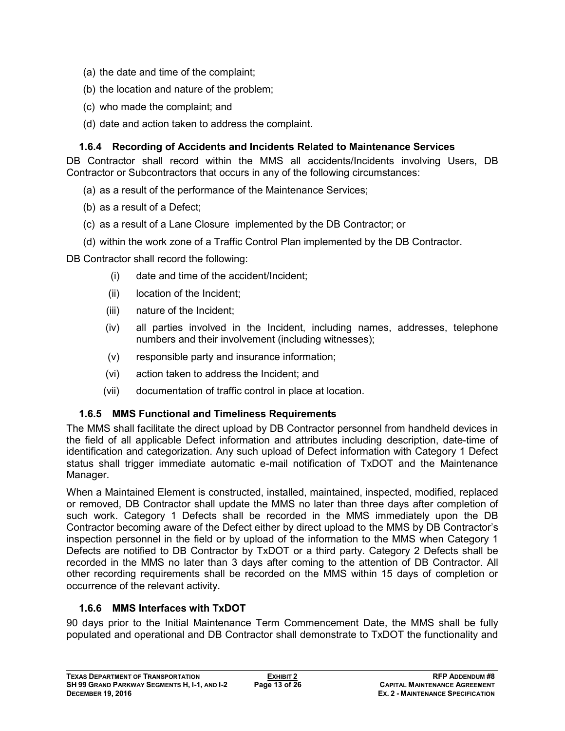(a) the date and time of the complaint;

(b) the location and nature of the problem;

(c) who made the complaint; and

(d) date and action taken to address the complaint.

### 1.6.4 Recording of Accidents and Incidents Related to Maintenance Services

DB Contractor shall record within the MMS all accidents/Incidents involving Users, DB Contractor or Subcontractors that occurs in any of the following circumstances:

(a) as a result of the performance of the Maintenance Services;

(b) as a result of a Defect;

(c) as a result of a Lane Closure implemented by the DB Contractor; or

(d) within the work zone of a Traffic Control Plan implemented by the DB Contractor.

DB Contractor shall record the following:

(i) date and time of the accident/Incident;

(ii) location of the Incident;

(iii) nature of the Incident;

(iv) all parties involved in the Incident, including names, addresses, telephone numbers and their involvement (including witnesses);

(v) responsible party and insurance information;

(vi) action taken to address the Incident; and

(vii) documentation of traffic control in place at location.

### 1.6.5 MMS Functional and Timeliness Requirements

The MMS shall facilitate the direct upload by DB Contractor personnel from handheld devices in the field of all applicable Defect information and attributes including description, date-time of identification and categorization. Any such upload of Defect information with Category 1 Defect status shall trigger immediate automatic e-mail notification of TxDOT and the Maintenance Manager.

When a Maintained Element is constructed, installed, maintained, inspected, modified, replaced or removed, DB Contractor shall update the MMS no later than three days after completion of such work. Category 1 Defects shall be recorded in the MMS immediately upon the DB Contractor becoming aware of the Defect either by direct upload to the MMS by DB Contractor's inspection personnel in the field or by upload of the information to the MMS when Category 1 Defects are notified to DB Contractor by TxDOT or a third party. Category 2 Defects shall be recorded in the MMS no later than 3 days after coming to the attention of DB Contractor. All other recording requirements shall be recorded on the MMS within 15 days of completion or occurrence of the relevant activity.

### 1.6.6 MMS Interfaces with TxDOT

90 days prior to the Initial Maintenance Term Commencement Date, the MMS shall be fully populated and operational and DB Contractor shall demonstrate to TxDOT the functionality and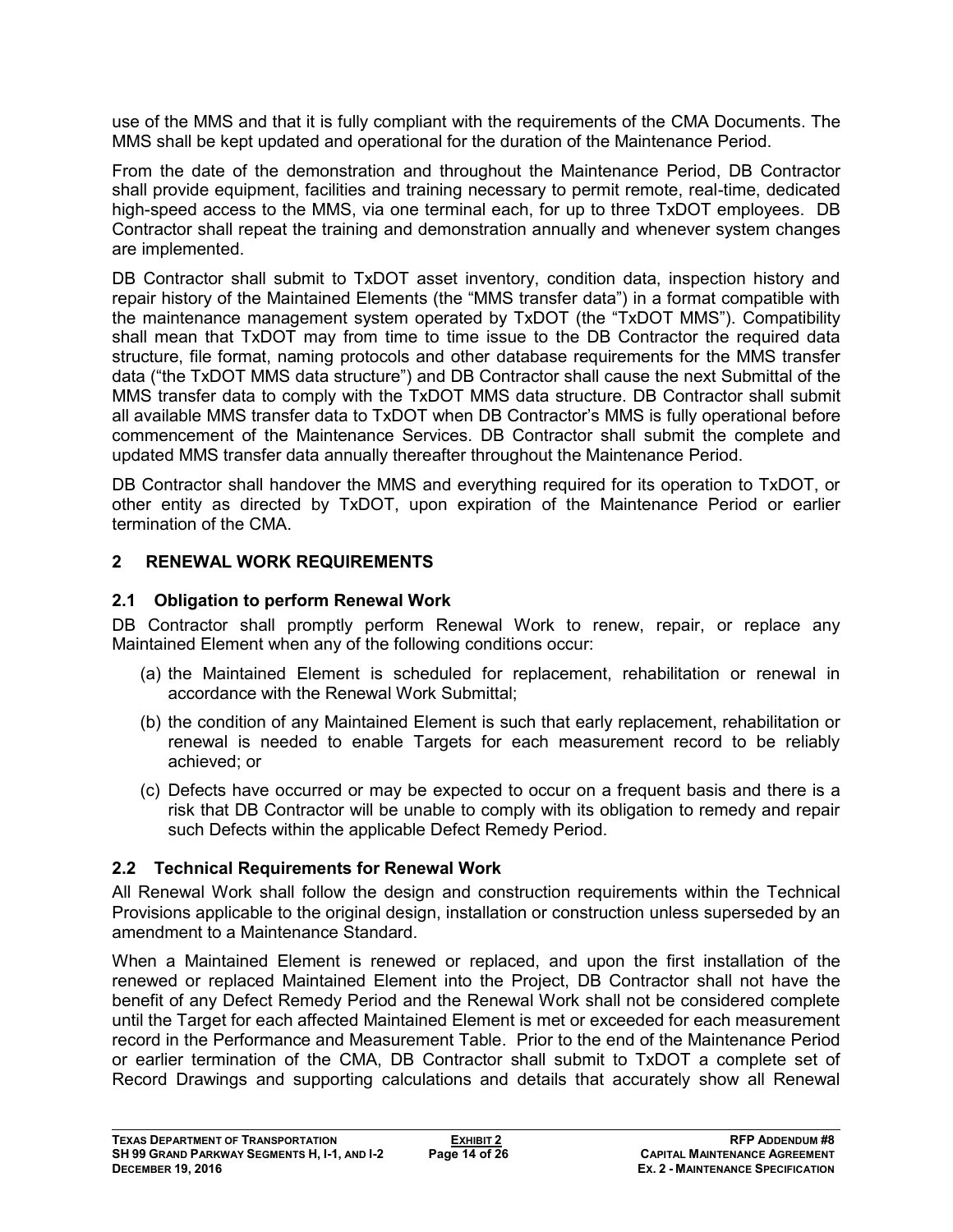use of the MMS and that it is fully compliant with the requirements of the CMA Documents. The MMS shall be kept updated and operational for the duration of the Maintenance Period.

From the date of the demonstration and throughout the Maintenance Period, DB Contractor shall provide equipment, facilities and training necessary to permit remote, real-time, dedicated high-speed access to the MMS, via one terminal each, for up to three TxDOT employees. DB Contractor shall repeat the training and demonstration annually and whenever system changes are implemented.

DB Contractor shall submit to TxDOT asset inventory, condition data, inspection history and repair history of the Maintained Elements (the "MMS transfer data") in a format compatible with the maintenance management system operated by TxDOT (the "TxDOT MMS"). Compatibility shall mean that TxDOT may from time to time issue to the DB Contractor the required data structure, file format, naming protocols and other database requirements for the MMS transfer data ("the TxDOT MMS data structure") and DB Contractor shall cause the next Submittal of the MMS transfer data to comply with the TxDOT MMS data structure. DB Contractor shall submit all available MMS transfer data to TxDOT when DB Contractor's MMS is fully operational before commencement of the Maintenance Services. DB Contractor shall submit the complete and updated MMS transfer data annually thereafter throughout the Maintenance Period.

DB Contractor shall handover the MMS and everything required for its operation to TxDOT, or other entity as directed by TxDOT, upon expiration of the Maintenance Period or earlier termination of the CMA.

## 2 RENEWAL WORK REQUIREMENTS

### 2.1 Obligation to perform Renewal Work

DB Contractor shall promptly perform Renewal Work to renew, repair, or replace any Maintained Element when any of the following conditions occur:

(a) the Maintained Element is scheduled for replacement, rehabilitation or renewal in accordance with the Renewal Work Submittal;

(b) the condition of any Maintained Element is such that early replacement, rehabilitation or renewal is needed to enable Targets for each measurement record to be reliably achieved; or

(c) Defects have occurred or may be expected to occur on a frequent basis and there is a risk that DB Contractor will be unable to comply with its obligation to remedy and repair such Defects within the applicable Defect Remedy Period.

### 2.2 Technical Requirements for Renewal Work

All Renewal Work shall follow the design and construction requirements within the Technical Provisions applicable to the original design, installation or construction unless superseded by an amendment to a Maintenance Standard.

When a Maintained Element is renewed or replaced, and upon the first installation of the renewed or replaced Maintained Element into the Project, DB Contractor shall not have the benefit of any Defect Remedy Period and the Renewal Work shall not be considered complete until the Target for each affected Maintained Element is met or exceeded for each measurement record in the Performance and Measurement Table. Prior to the end of the Maintenance Period or earlier termination of the CMA, DB Contractor shall submit to TxDOT a complete set of Record Drawings and supporting calculations and details that accurately show all Renewal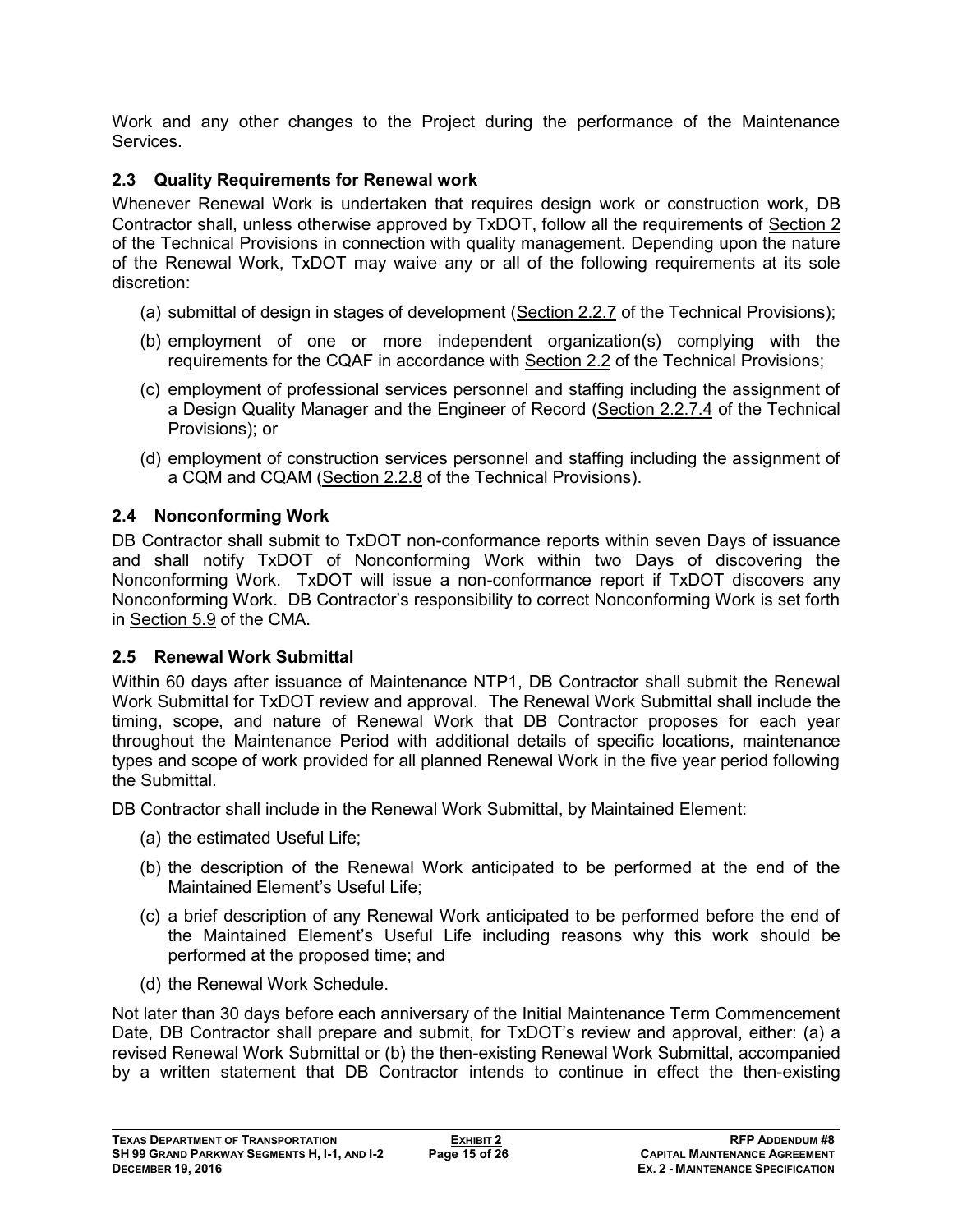Work and any other changes to the Project during the performance of the Maintenance Services.

## 2.3 Quality Requirements for Renewal work

Whenever Renewal Work is undertaken that requires design work or construction work, DB Contractor shall, unless otherwise approved by TxDOT, follow all the requirements of Section 2 of the Technical Provisions in connection with quality management. Depending upon the nature of the Renewal Work, TxDOT may waive any or all of the following requirements at its sole discretion:

(a) submittal of design in stages of development (Section 2.2.7 of the Technical Provisions);

(b) employment of one or more independent organization(s) complying with the requirements for the CQAF in accordance with Section 2.2 of the Technical Provisions;

(c) employment of professional services personnel and staffing including the assignment of a Design Quality Manager and the Engineer of Record (Section 2.2.7.4 of the Technical Provisions); or

(d) employment of construction services personnel and staffing including the assignment of a CQM and CQAM (Section 2.2.8 of the Technical Provisions).

## 2.4 Nonconforming Work

DB Contractor shall submit to TxDOT non-conformance reports within seven Days of issuance and shall notify TxDOT of Nonconforming Work within two Days of discovering the Nonconforming Work. TxDOT will issue a non-conformance report if TxDOT discovers any Nonconforming Work. DB Contractor's responsibility to correct Nonconforming Work is set forth in Section 5.9 of the CMA.

## 2.5 Renewal Work Submittal

Within 60 days after issuance of Maintenance NTP1, DB Contractor shall submit the Renewal Work Submittal for TxDOT review and approval. The Renewal Work Submittal shall include the timing, scope, and nature of Renewal Work that DB Contractor proposes for each year throughout the Maintenance Period with additional details of specific locations, maintenance types and scope of work provided for all planned Renewal Work in the five year period following the Submittal.

DB Contractor shall include in the Renewal Work Submittal, by Maintained Element:

(a) the estimated Useful Life;

(b) the description of the Renewal Work anticipated to be performed at the end of the Maintained Element's Useful Life;

(c) a brief description of any Renewal Work anticipated to be performed before the end of the Maintained Element's Useful Life including reasons why this work should be performed at the proposed time; and

(d) the Renewal Work Schedule.

Not later than 30 days before each anniversary of the Initial Maintenance Term Commencement Date, DB Contractor shall prepare and submit, for TxDOT's review and approval, either: (a) a revised Renewal Work Submittal or (b) the then-existing Renewal Work Submittal, accompanied by a written statement that DB Contractor intends to continue in effect the then-existing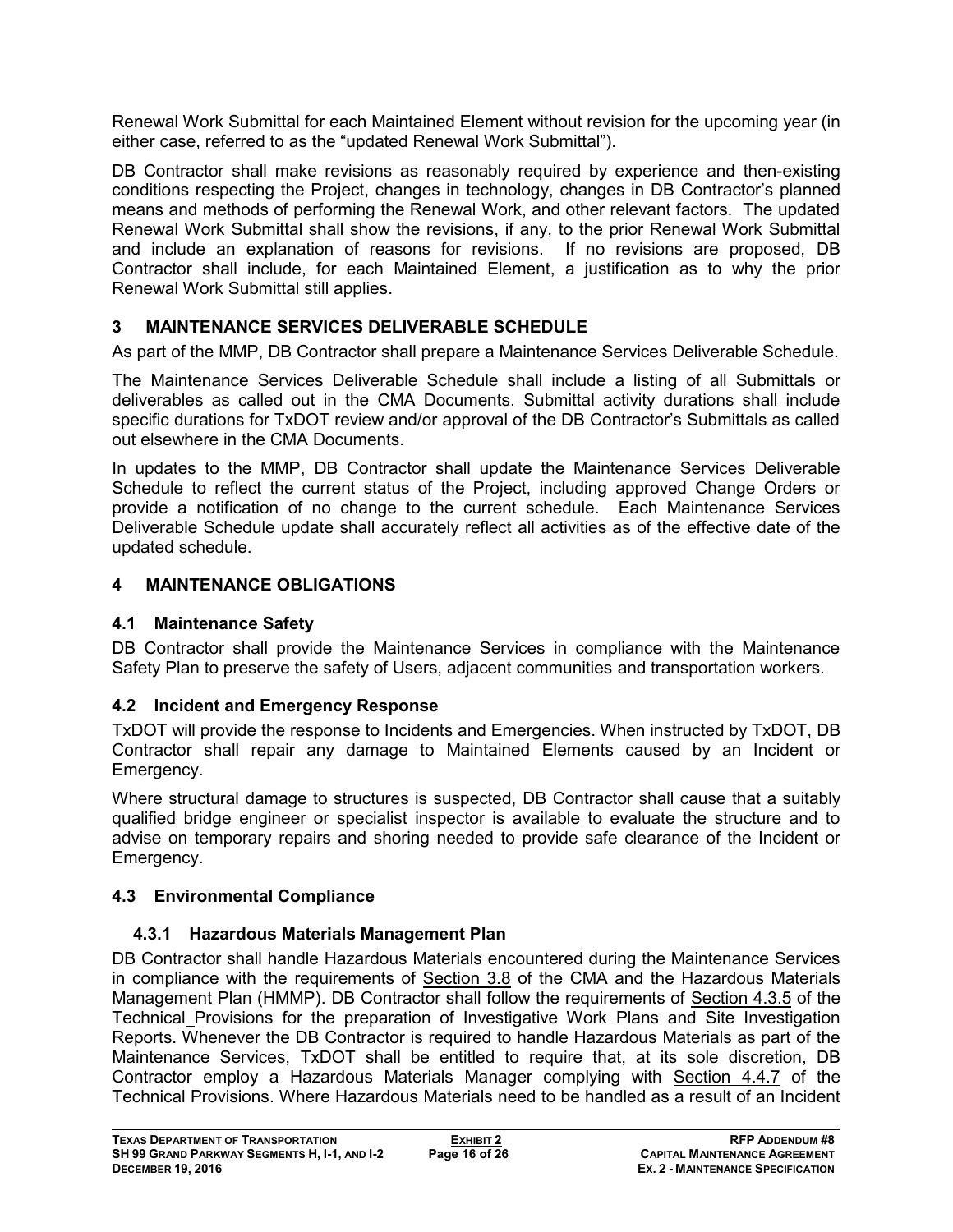Renewal Work Submittal for each Maintained Element without revision for the upcoming year (in either case, referred to as the "updated Renewal Work Submittal").

DB Contractor shall make revisions as reasonably required by experience and then-existing conditions respecting the Project, changes in technology, changes in DB Contractor's planned means and methods of performing the Renewal Work, and other relevant factors. The updated Renewal Work Submittal shall show the revisions, if any, to the prior Renewal Work Submittal and include an explanation of reasons for revisions. If no revisions are proposed, DB Contractor shall include, for each Maintained Element, a justification as to why the prior Renewal Work Submittal still applies.

## 3 MAINTENANCE SERVICES DELIVERABLE SCHEDULE

As part of the MMP, DB Contractor shall prepare a Maintenance Services Deliverable Schedule.

The Maintenance Services Deliverable Schedule shall include a listing of all Submittals or deliverables as called out in the CMA Documents. Submittal activity durations shall include specific durations for TxDOT review and/or approval of the DB Contractor's Submittals as called out elsewhere in the CMA Documents.

In updates to the MMP, DB Contractor shall update the Maintenance Services Deliverable Schedule to reflect the current status of the Project, including approved Change Orders or provide a notification of no change to the current schedule. Each Maintenance Services Deliverable Schedule update shall accurately reflect all activities as of the effective date of the updated schedule.

## 4 MAINTENANCE OBLIGATIONS

### 4.1 Maintenance Safety

DB Contractor shall provide the Maintenance Services in compliance with the Maintenance Safety Plan to preserve the safety of Users, adjacent communities and transportation workers.

### 4.2 Incident and Emergency Response

TxDOT will provide the response to Incidents and Emergencies. When instructed by TxDOT, DB Contractor shall repair any damage to Maintained Elements caused by an Incident or Emergency.

Where structural damage to structures is suspected, DB Contractor shall cause that a suitably qualified bridge engineer or specialist inspector is available to evaluate the structure and to advise on temporary repairs and shoring needed to provide safe clearance of the Incident or Emergency.

### 4.3 Environmental Compliance

#### 4.3.1 Hazardous Materials Management Plan

DB Contractor shall handle Hazardous Materials encountered during the Maintenance Services in compliance with the requirements of Section 3.8 of the CMA and the Hazardous Materials Management Plan (HMMP). DB Contractor shall follow the requirements of Section 4.3.5 of the Technical Provisions for the preparation of Investigative Work Plans and Site Investigation Reports. Whenever the DB Contractor is required to handle Hazardous Materials as part of the Maintenance Services, TxDOT shall be entitled to require that, at its sole discretion, DB Contractor employ a Hazardous Materials Manager complying with Section 4.4.7 of the Technical Provisions. Where Hazardous Materials need to be handled as a result of an Incident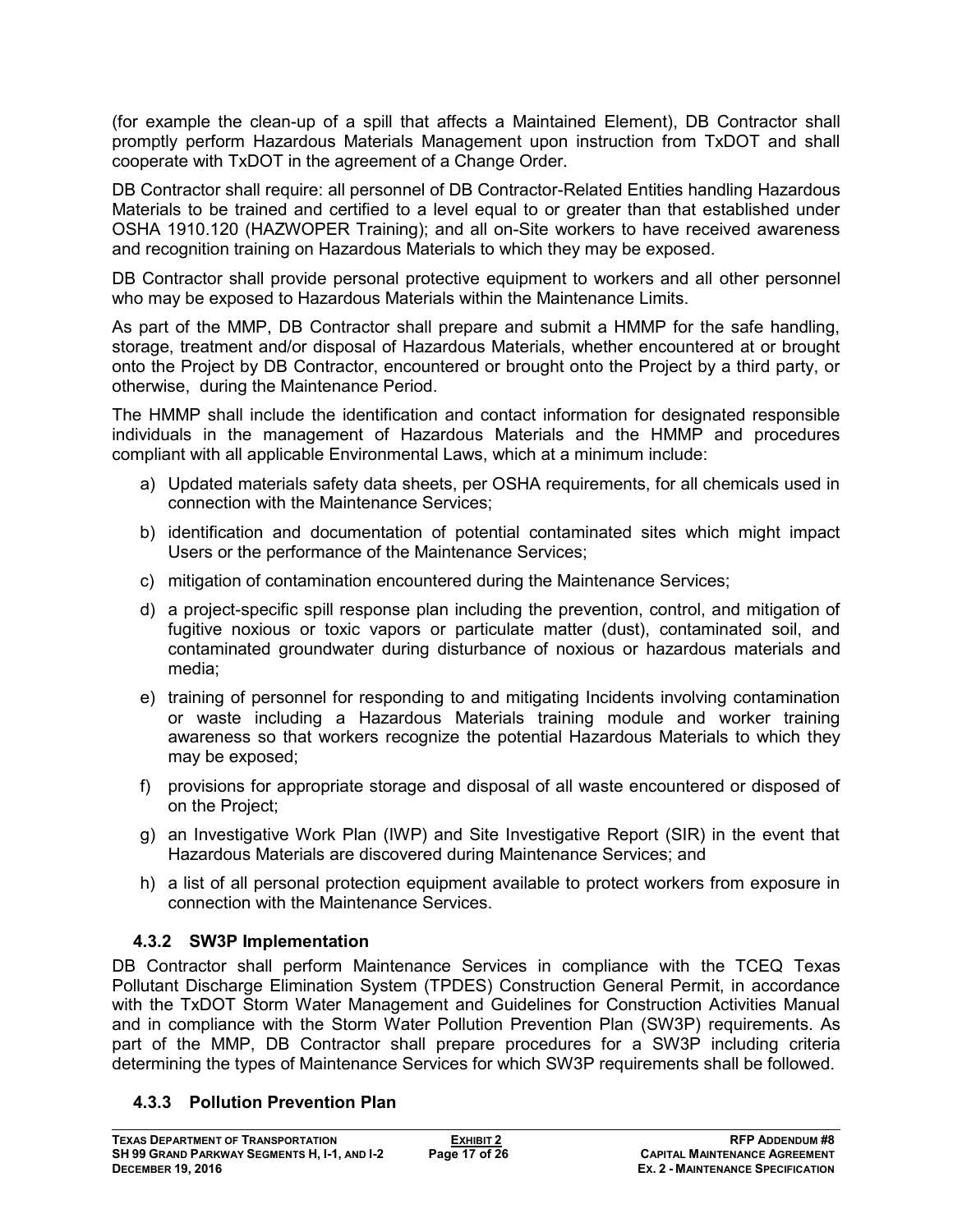(for example the clean-up of a spill that affects a Maintained Element), DB Contractor shall promptly perform Hazardous Materials Management upon instruction from TxDOT and shall cooperate with TxDOT in the agreement of a Change Order.

DB Contractor shall require: all personnel of DB Contractor-Related Entities handling Hazardous Materials to be trained and certified to a level equal to or greater than that established under OSHA 1910.120 (HAZWOPER Training); and all on-Site workers to have received awareness and recognition training on Hazardous Materials to which they may be exposed.

DB Contractor shall provide personal protective equipment to workers and all other personnel who may be exposed to Hazardous Materials within the Maintenance Limits.

As part of the MMP, DB Contractor shall prepare and submit a HMMP for the safe handling, storage, treatment and/or disposal of Hazardous Materials, whether encountered at or brought onto the Project by DB Contractor, encountered or brought onto the Project by a third party, or otherwise, during the Maintenance Period.

The HMMP shall include the identification and contact information for designated responsible individuals in the management of Hazardous Materials and the HMMP and procedures compliant with all applicable Environmental Laws, which at a minimum include:

a) Updated materials safety data sheets, per OSHA requirements, for all chemicals used in connection with the Maintenance Services;
b) identification and documentation of potential contaminated sites which might impact Users or the performance of the Maintenance Services;
c) mitigation of contamination encountered during the Maintenance Services;
d) a project-specific spill response plan including the prevention, control, and mitigation of fugitive noxious or toxic vapors or particulate matter (dust), contaminated soil, and contaminated groundwater during disturbance of noxious or hazardous materials and media;
e) training of personnel for responding to and mitigating Incidents involving contamination or waste including a Hazardous Materials training module and worker training awareness so that workers recognize the potential Hazardous Materials to which they may be exposed;
f) provisions for appropriate storage and disposal of all waste encountered or disposed of on the Project;
g) an Investigative Work Plan (IWP) and Site Investigative Report (SIR) in the event that Hazardous Materials are discovered during Maintenance Services; and
h) a list of all personal protection equipment available to protect workers from exposure in connection with the Maintenance Services.

### 4.3.2 SW3P Implementation

DB Contractor shall perform Maintenance Services in compliance with the TCEQ Texas Pollutant Discharge Elimination System (TPDES) Construction General Permit, in accordance with the TxDOT Storm Water Management and Guidelines for Construction Activities Manual and in compliance with the Storm Water Pollution Prevention Plan (SW3P) requirements. As part of the MMP, DB Contractor shall prepare procedures for a SW3P including criteria determining the types of Maintenance Services for which SW3P requirements shall be followed.

### 4.3.3 Pollution Prevention Plan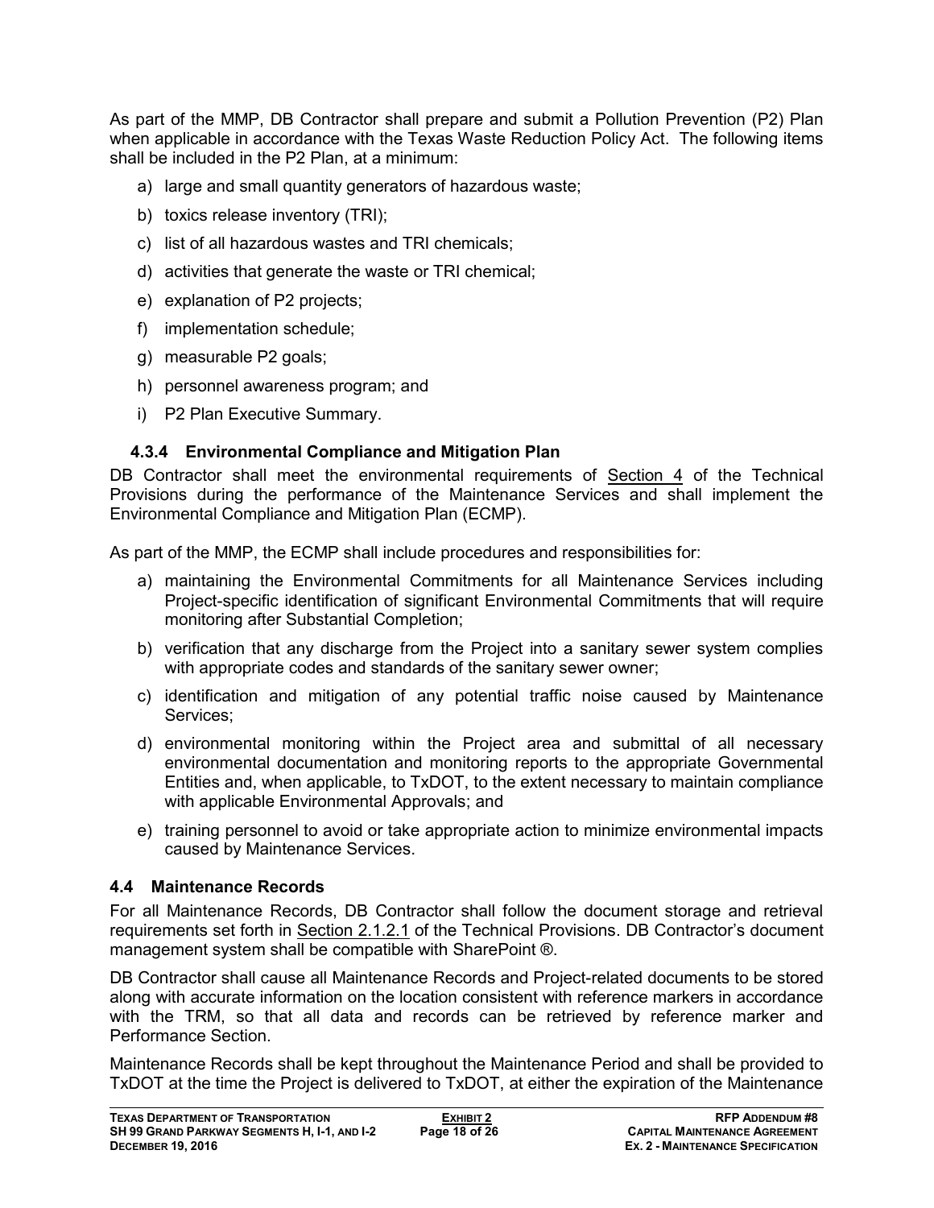As part of the MMP, DB Contractor shall prepare and submit a Pollution Prevention (P2) Plan when applicable in accordance with the Texas Waste Reduction Policy Act. The following items shall be included in the P2 Plan, at a minimum:

a) large and small quantity generators of hazardous waste;

b) toxics release inventory (TRI);

c) list of all hazardous wastes and TRI chemicals;

d) activities that generate the waste or TRI chemical;

e) explanation of P2 projects;

f) implementation schedule;

g) measurable P2 goals;

h) personnel awareness program; and

i) P2 Plan Executive Summary.

### 4.3.4 Environmental Compliance and Mitigation Plan

DB Contractor shall meet the environmental requirements of Section 4 of the Technical Provisions during the performance of the Maintenance Services and shall implement the Environmental Compliance and Mitigation Plan (ECMP).

As part of the MMP, the ECMP shall include procedures and responsibilities for:

a) maintaining the Environmental Commitments for all Maintenance Services including Project-specific identification of significant Environmental Commitments that will require monitoring after Substantial Completion;

b) verification that any discharge from the Project into a sanitary sewer system complies with appropriate codes and standards of the sanitary sewer owner;

c) identification and mitigation of any potential traffic noise caused by Maintenance Services;

d) environmental monitoring within the Project area and submittal of all necessary environmental documentation and monitoring reports to the appropriate Governmental Entities and, when applicable, to TxDOT, to the extent necessary to maintain compliance with applicable Environmental Approvals; and

e) training personnel to avoid or take appropriate action to minimize environmental impacts caused by Maintenance Services.

## 4.4 Maintenance Records

For all Maintenance Records, DB Contractor shall follow the document storage and retrieval requirements set forth in Section 2.1.2.1 of the Technical Provisions. DB Contractor's document management system shall be compatible with SharePoint ®.

DB Contractor shall cause all Maintenance Records and Project-related documents to be stored along with accurate information on the location consistent with reference markers in accordance with the TRM, so that all data and records can be retrieved by reference marker and Performance Section.

Maintenance Records shall be kept throughout the Maintenance Period and shall be provided to TxDOT at the time the Project is delivered to TxDOT, at either the expiration of the Maintenance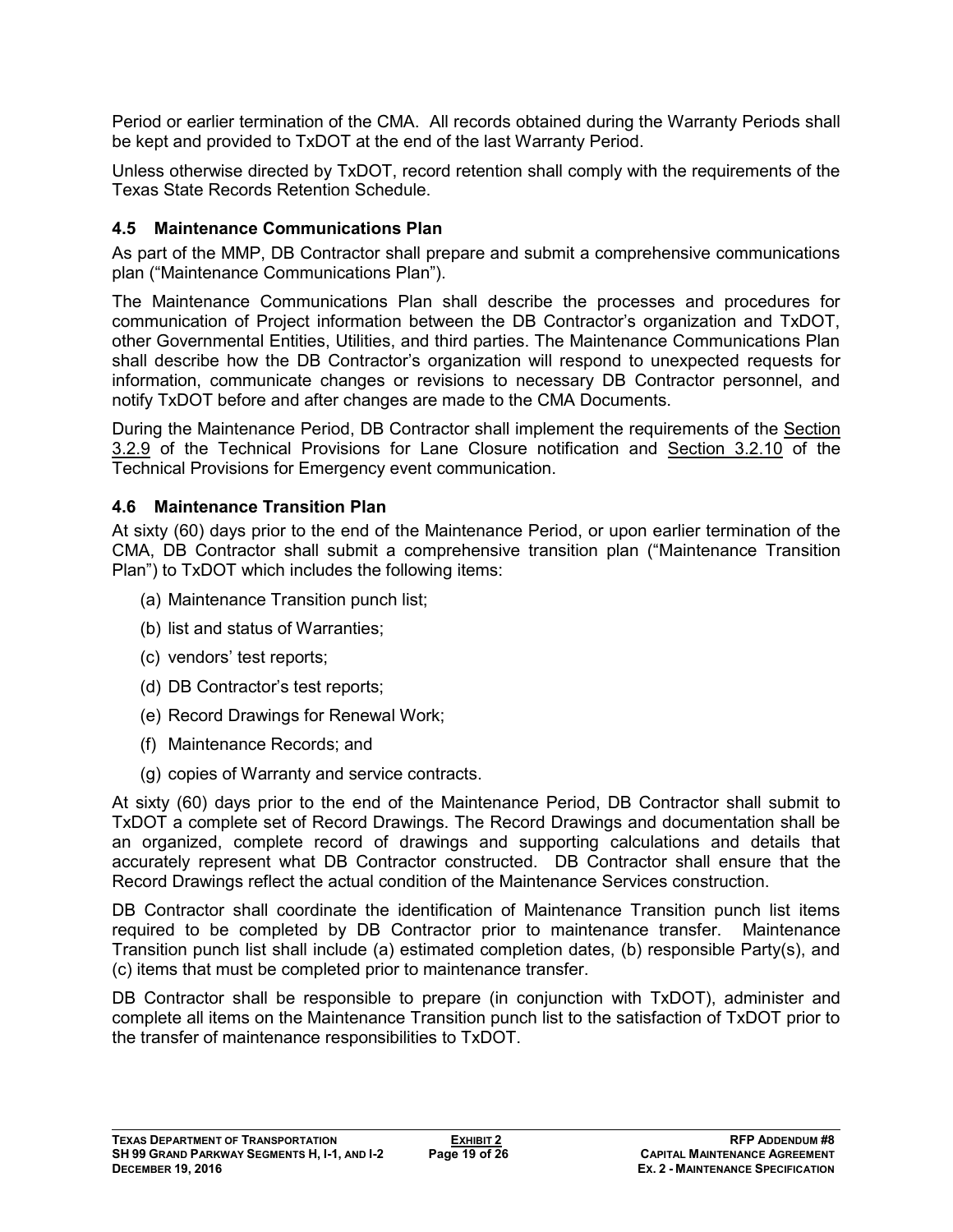Period or earlier termination of the CMA. All records obtained during the Warranty Periods shall be kept and provided to TxDOT at the end of the last Warranty Period.

Unless otherwise directed by TxDOT, record retention shall comply with the requirements of the Texas State Records Retention Schedule.

### 4.5 Maintenance Communications Plan

As part of the MMP, DB Contractor shall prepare and submit a comprehensive communications plan ("Maintenance Communications Plan").

The Maintenance Communications Plan shall describe the processes and procedures for communication of Project information between the DB Contractor's organization and TxDOT, other Governmental Entities, Utilities, and third parties. The Maintenance Communications Plan shall describe how the DB Contractor's organization will respond to unexpected requests for information, communicate changes or revisions to necessary DB Contractor personnel, and notify TxDOT before and after changes are made to the CMA Documents.

During the Maintenance Period, DB Contractor shall implement the requirements of the Section 3.2.9 of the Technical Provisions for Lane Closure notification and Section 3.2.10 of the Technical Provisions for Emergency event communication.

### 4.6 Maintenance Transition Plan

At sixty (60) days prior to the end of the Maintenance Period, or upon earlier termination of the CMA, DB Contractor shall submit a comprehensive transition plan ("Maintenance Transition Plan") to TxDOT which includes the following items:

(a) Maintenance Transition punch list;

(b) list and status of Warranties;

(c) vendors' test reports;

(d) DB Contractor's test reports;

(e) Record Drawings for Renewal Work;

(f) Maintenance Records; and

(g) copies of Warranty and service contracts.

At sixty (60) days prior to the end of the Maintenance Period, DB Contractor shall submit to TxDOT a complete set of Record Drawings. The Record Drawings and documentation shall be an organized, complete record of drawings and supporting calculations and details that accurately represent what DB Contractor constructed. DB Contractor shall ensure that the Record Drawings reflect the actual condition of the Maintenance Services construction.

DB Contractor shall coordinate the identification of Maintenance Transition punch list items required to be completed by DB Contractor prior to maintenance transfer. Maintenance Transition punch list shall include (a) estimated completion dates, (b) responsible Party(s), and (c) items that must be completed prior to maintenance transfer.

DB Contractor shall be responsible to prepare (in conjunction with TxDOT), administer and complete all items on the Maintenance Transition punch list to the satisfaction of TxDOT prior to the transfer of maintenance responsibilities to TxDOT.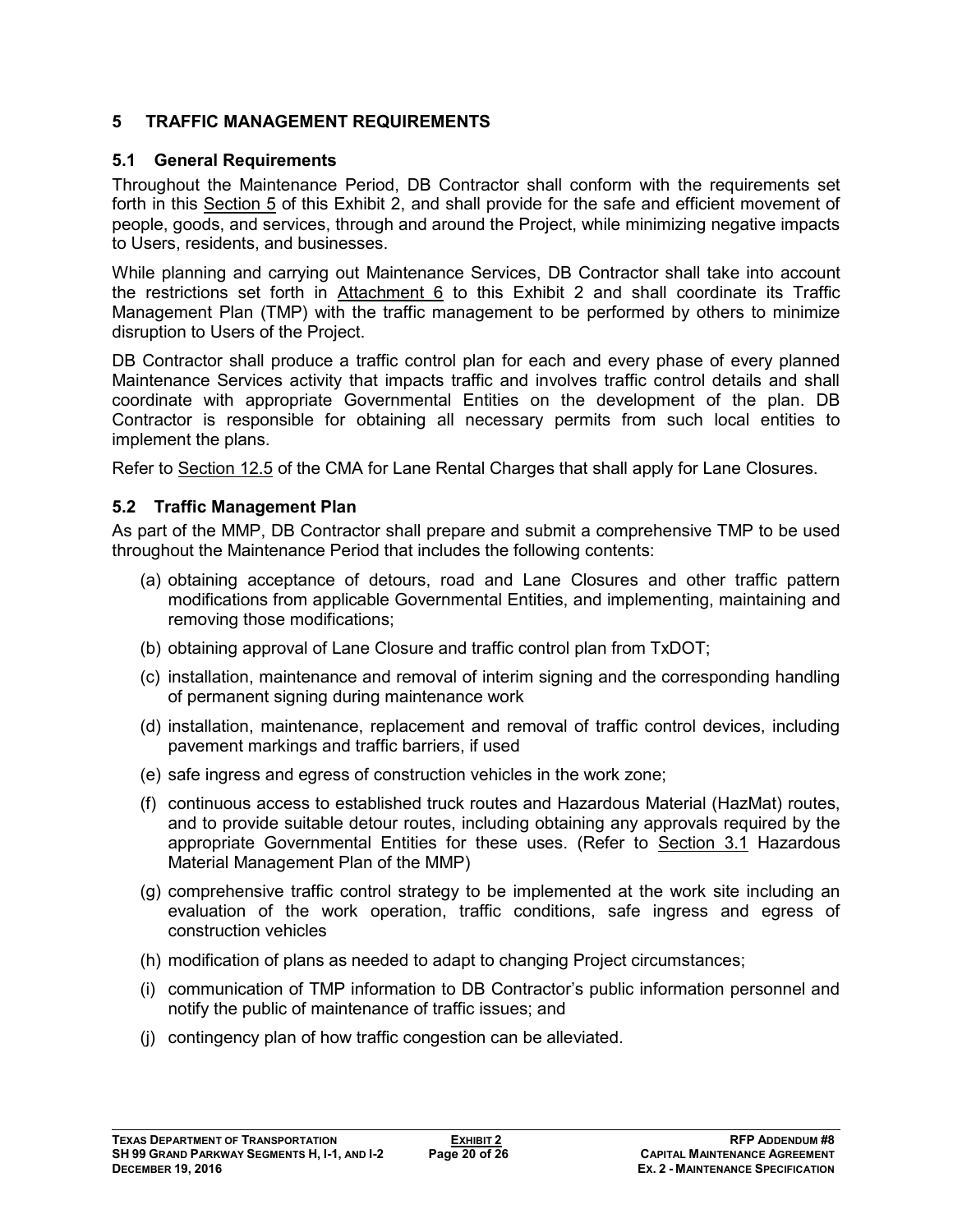## 5 TRAFFIC MANAGEMENT REQUIREMENTS

### 5.1 General Requirements

Throughout the Maintenance Period, DB Contractor shall conform with the requirements set forth in this Section 5 of this Exhibit 2, and shall provide for the safe and efficient movement of people, goods, and services, through and around the Project, while minimizing negative impacts to Users, residents, and businesses.

While planning and carrying out Maintenance Services, DB Contractor shall take into account the restrictions set forth in Attachment 6 to this Exhibit 2 and shall coordinate its Traffic Management Plan (TMP) with the traffic management to be performed by others to minimize disruption to Users of the Project.

DB Contractor shall produce a traffic control plan for each and every phase of every planned Maintenance Services activity that impacts traffic and involves traffic control details and shall coordinate with appropriate Governmental Entities on the development of the plan. DB Contractor is responsible for obtaining all necessary permits from such local entities to implement the plans.

Refer to Section 12.5 of the CMA for Lane Rental Charges that shall apply for Lane Closures.

### 5.2 Traffic Management Plan

As part of the MMP, DB Contractor shall prepare and submit a comprehensive TMP to be used throughout the Maintenance Period that includes the following contents:

(a) obtaining acceptance of detours, road and Lane Closures and other traffic pattern modifications from applicable Governmental Entities, and implementing, maintaining and removing those modifications;

(b) obtaining approval of Lane Closure and traffic control plan from TxDOT;

(c) installation, maintenance and removal of interim signing and the corresponding handling of permanent signing during maintenance work

(d) installation, maintenance, replacement and removal of traffic control devices, including pavement markings and traffic barriers, if used

(e) safe ingress and egress of construction vehicles in the work zone;

(f) continuous access to established truck routes and Hazardous Material (HazMat) routes, and to provide suitable detour routes, including obtaining any approvals required by the appropriate Governmental Entities for these uses. (Refer to Section 3.1 Hazardous Material Management Plan of the MMP)

(g) comprehensive traffic control strategy to be implemented at the work site including an evaluation of the work operation, traffic conditions, safe ingress and egress of construction vehicles

(h) modification of plans as needed to adapt to changing Project circumstances;

(i) communication of TMP information to DB Contractor's public information personnel and notify the public of maintenance of traffic issues; and

(j) contingency plan of how traffic congestion can be alleviated.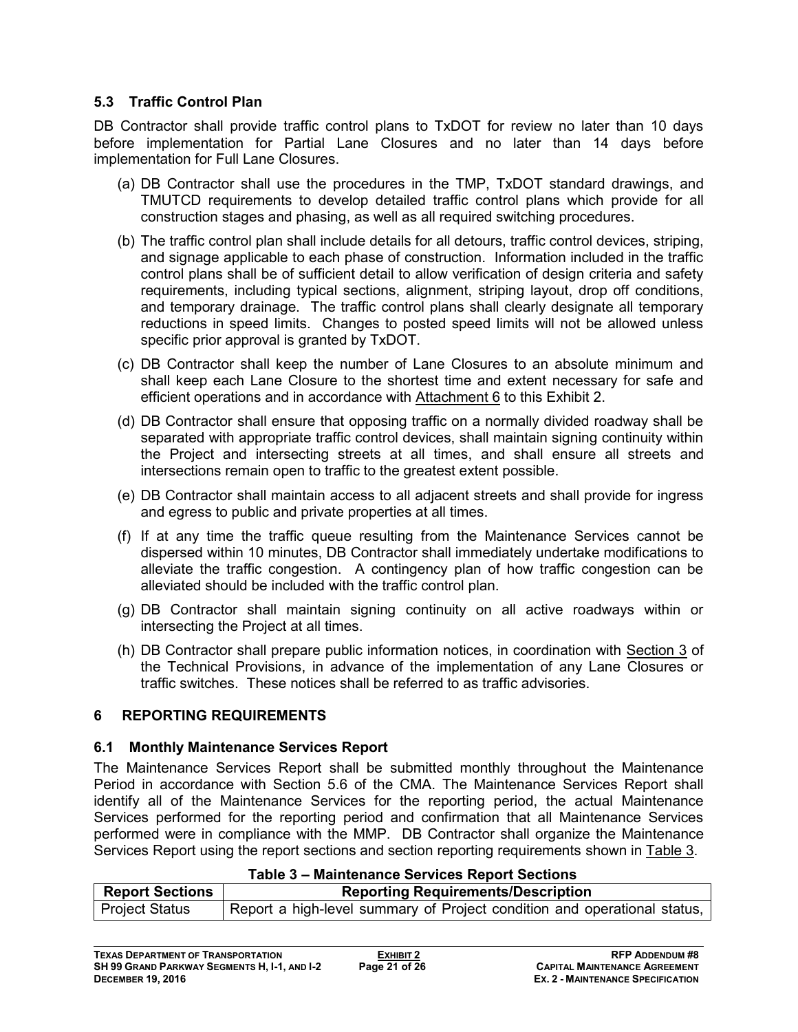### 5.3 Traffic Control Plan

DB Contractor shall provide traffic control plans to TxDOT for review no later than 10 days before implementation for Partial Lane Closures and no later than 14 days before implementation for Full Lane Closures.

(a) DB Contractor shall use the procedures in the TMP, TxDOT standard drawings, and TMUTCD requirements to develop detailed traffic control plans which provide for all construction stages and phasing, as well as all required switching procedures.

(b) The traffic control plan shall include details for all detours, traffic control devices, striping, and signage applicable to each phase of construction. Information included in the traffic control plans shall be of sufficient detail to allow verification of design criteria and safety requirements, including typical sections, alignment, striping layout, drop off conditions, and temporary drainage. The traffic control plans shall clearly designate all temporary reductions in speed limits. Changes to posted speed limits will not be allowed unless specific prior approval is granted by TxDOT.

(c) DB Contractor shall keep the number of Lane Closures to an absolute minimum and shall keep each Lane Closure to the shortest time and extent necessary for safe and efficient operations and in accordance with Attachment 6 to this Exhibit 2.

(d) DB Contractor shall ensure that opposing traffic on a normally divided roadway shall be separated with appropriate traffic control devices, shall maintain signing continuity within the Project and intersecting streets at all times, and shall ensure all streets and intersections remain open to traffic to the greatest extent possible.

(e) DB Contractor shall maintain access to all adjacent streets and shall provide for ingress and egress to public and private properties at all times.

(f) If at any time the traffic queue resulting from the Maintenance Services cannot be dispersed within 10 minutes, DB Contractor shall immediately undertake modifications to alleviate the traffic congestion. A contingency plan of how traffic congestion can be alleviated should be included with the traffic control plan.

(g) DB Contractor shall maintain signing continuity on all active roadways within or intersecting the Project at all times.

(h) DB Contractor shall prepare public information notices, in coordination with Section 3 of the Technical Provisions, in advance of the implementation of any Lane Closures or traffic switches. These notices shall be referred to as traffic advisories.

## 6 REPORTING REQUIREMENTS

### 6.1 Monthly Maintenance Services Report

The Maintenance Services Report shall be submitted monthly throughout the Maintenance Period in accordance with Section 5.6 of the CMA. The Maintenance Services Report shall identify all of the Maintenance Services for the reporting period, the actual Maintenance Services performed for the reporting period and confirmation that all Maintenance Services performed were in compliance with the MMP. DB Contractor shall organize the Maintenance Services Report using the report sections and section reporting requirements shown in Table 3.

**Table 3 – Maintenance Services Report Sections**

| Report Sections | Reporting Requirements/Description |
|---|---|
| Project Status | Report a high-level summary of Project condition and operational status, |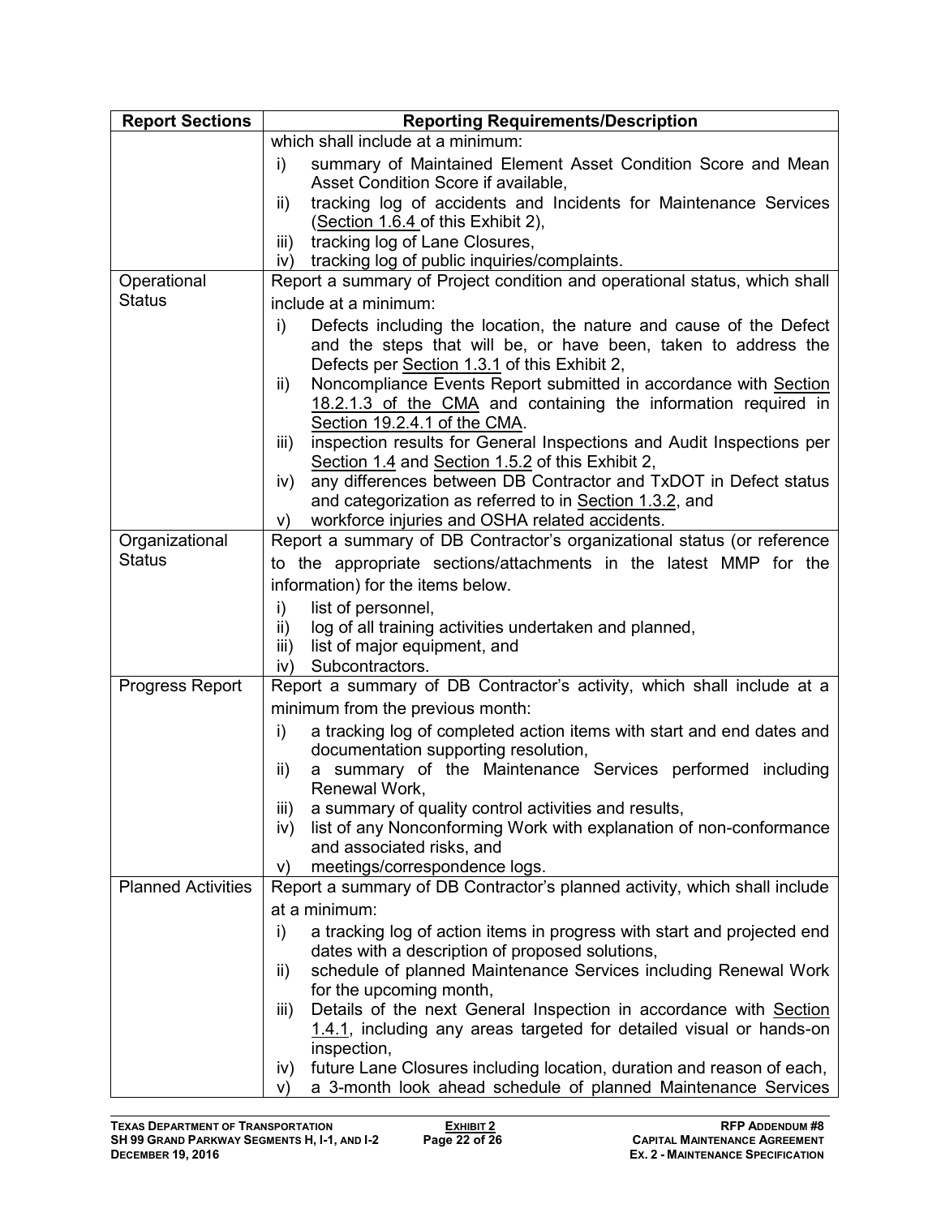| Report Sections | Reporting Requirements/Description |
|---|---|
| | which shall include at a minimum:<br>i) summary of Maintained Element Asset Condition Score and Mean Asset Condition Score if available,<br>ii) tracking log of accidents and Incidents for Maintenance Services (Section 1.6.4 of this Exhibit 2),<br>iii) tracking log of Lane Closures,<br>iv) tracking log of public inquiries/complaints. |
| Operational Status | Report a summary of Project condition and operational status, which shall include at a minimum:<br>i) Defects including the location, the nature and cause of the Defect and the steps that will be, or have been, taken to address the Defects per Section 1.3.1 of this Exhibit 2,<br>ii) Noncompliance Events Report submitted in accordance with Section 18.2.1.3 of the CMA and containing the information required in Section 19.2.4.1 of the CMA.<br>iii) inspection results for General Inspections and Audit Inspections per Section 1.4 and Section 1.5.2 of this Exhibit 2,<br>iv) any differences between DB Contractor and TxDOT in Defect status and categorization as referred to in Section 1.3.2, and<br>v) workforce injuries and OSHA related accidents. |
| Organizational Status | Report a summary of DB Contractor's organizational status (or reference to the appropriate sections/attachments in the latest MMP for the information) for the items below.<br>i) list of personnel,<br>ii) log of all training activities undertaken and planned,<br>iii) list of major equipment, and<br>iv) Subcontractors. |
| Progress Report | Report a summary of DB Contractor's activity, which shall include at a minimum from the previous month:<br>i) a tracking log of completed action items with start and end dates and documentation supporting resolution,<br>ii) a summary of the Maintenance Services performed including Renewal Work,<br>iii) a summary of quality control activities and results,<br>iv) list of any Nonconforming Work with explanation of non-conformance and associated risks, and<br>v) meetings/correspondence logs. |
| Planned Activities | Report a summary of DB Contractor's planned activity, which shall include at a minimum:<br>i) a tracking log of action items in progress with start and projected end dates with a description of proposed solutions,<br>ii) schedule of planned Maintenance Services including Renewal Work for the upcoming month,<br>iii) Details of the next General Inspection in accordance with Section 1.4.1, including any areas targeted for detailed visual or hands-on inspection,<br>iv) future Lane Closures including location, duration and reason of each,<br>v) a 3-month look ahead schedule of planned Maintenance Services |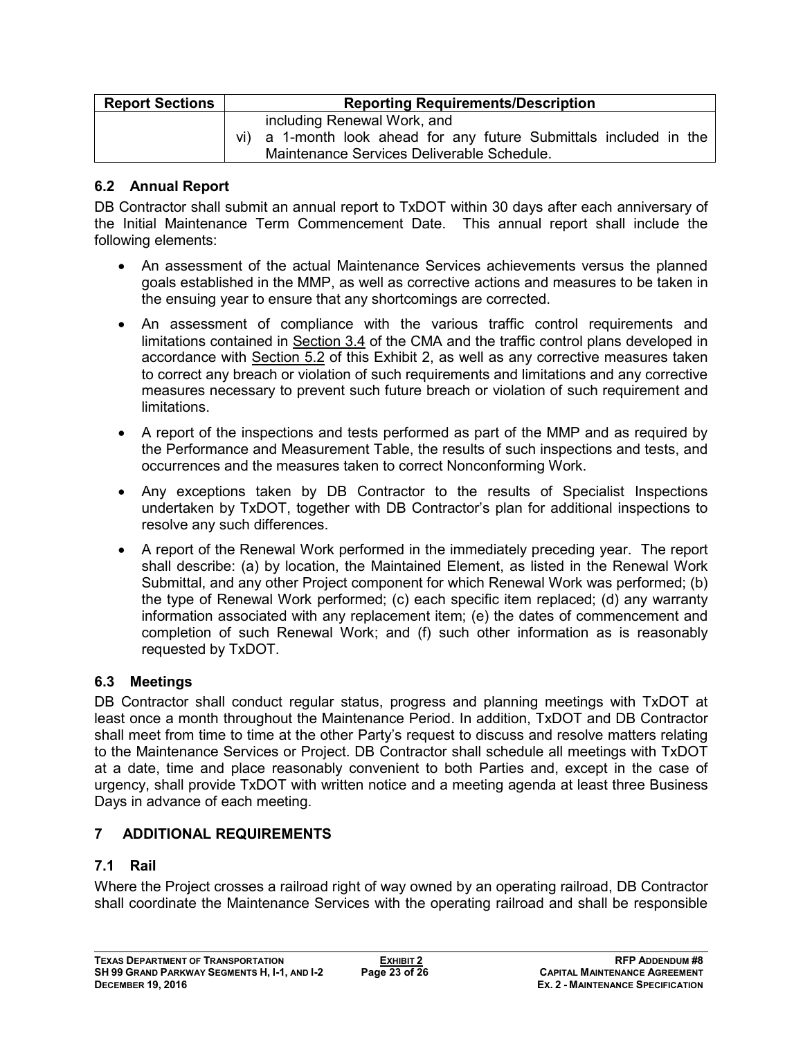| Report Sections | Reporting Requirements/Description |
|---|---|
| | including Renewal Work, and<br>vi) a 1-month look ahead for any future Submittals included in the Maintenance Services Deliverable Schedule. |

### 6.2 Annual Report

DB Contractor shall submit an annual report to TxDOT within 30 days after each anniversary of the Initial Maintenance Term Commencement Date. This annual report shall include the following elements:

- An assessment of the actual Maintenance Services achievements versus the planned goals established in the MMP, as well as corrective actions and measures to be taken in the ensuing year to ensure that any shortcomings are corrected.
- An assessment of compliance with the various traffic control requirements and limitations contained in Section 3.4 of the CMA and the traffic control plans developed in accordance with Section 5.2 of this Exhibit 2, as well as any corrective measures taken to correct any breach or violation of such requirements and limitations and any corrective measures necessary to prevent such future breach or violation of such requirement and limitations.
- A report of the inspections and tests performed as part of the MMP and as required by the Performance and Measurement Table, the results of such inspections and tests, and occurrences and the measures taken to correct Nonconforming Work.
- Any exceptions taken by DB Contractor to the results of Specialist Inspections undertaken by TxDOT, together with DB Contractor's plan for additional inspections to resolve any such differences.
- A report of the Renewal Work performed in the immediately preceding year. The report shall describe: (a) by location, the Maintained Element, as listed in the Renewal Work Submittal, and any other Project component for which Renewal Work was performed; (b) the type of Renewal Work performed; (c) each specific item replaced; (d) any warranty information associated with any replacement item; (e) the dates of commencement and completion of such Renewal Work; and (f) such other information as is reasonably requested by TxDOT.

### 6.3 Meetings

DB Contractor shall conduct regular status, progress and planning meetings with TxDOT at least once a month throughout the Maintenance Period. In addition, TxDOT and DB Contractor shall meet from time to time at the other Party's request to discuss and resolve matters relating to the Maintenance Services or Project. DB Contractor shall schedule all meetings with TxDOT at a date, time and place reasonably convenient to both Parties and, except in the case of urgency, shall provide TxDOT with written notice and a meeting agenda at least three Business Days in advance of each meeting.

## 7 ADDITIONAL REQUIREMENTS

### 7.1 Rail

Where the Project crosses a railroad right of way owned by an operating railroad, DB Contractor shall coordinate the Maintenance Services with the operating railroad and shall be responsible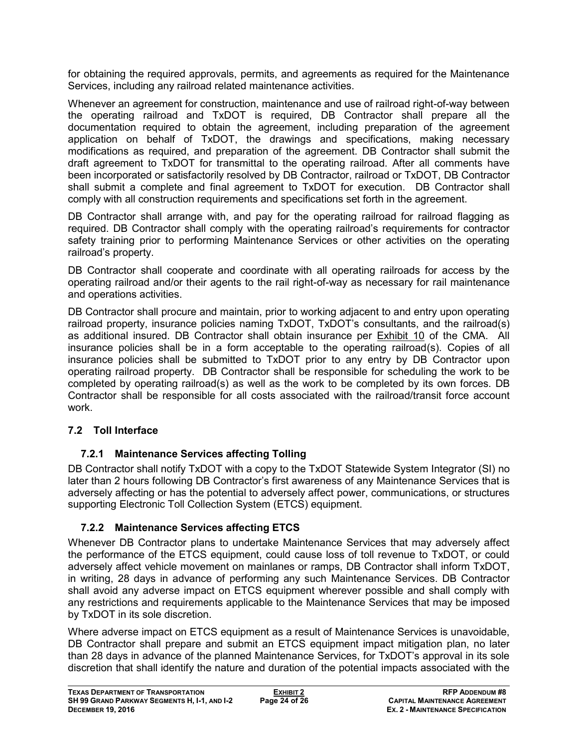for obtaining the required approvals, permits, and agreements as required for the Maintenance Services, including any railroad related maintenance activities.

Whenever an agreement for construction, maintenance and use of railroad right-of-way between the operating railroad and TxDOT is required, DB Contractor shall prepare all the documentation required to obtain the agreement, including preparation of the agreement application on behalf of TxDOT, the drawings and specifications, making necessary modifications as required, and preparation of the agreement. DB Contractor shall submit the draft agreement to TxDOT for transmittal to the operating railroad. After all comments have been incorporated or satisfactorily resolved by DB Contractor, railroad or TxDOT, DB Contractor shall submit a complete and final agreement to TxDOT for execution. DB Contractor shall comply with all construction requirements and specifications set forth in the agreement.

DB Contractor shall arrange with, and pay for the operating railroad for railroad flagging as required. DB Contractor shall comply with the operating railroad's requirements for contractor safety training prior to performing Maintenance Services or other activities on the operating railroad's property.

DB Contractor shall cooperate and coordinate with all operating railroads for access by the operating railroad and/or their agents to the rail right-of-way as necessary for rail maintenance and operations activities.

DB Contractor shall procure and maintain, prior to working adjacent to and entry upon operating railroad property, insurance policies naming TxDOT, TxDOT's consultants, and the railroad(s) as additional insured. DB Contractor shall obtain insurance per Exhibit 10 of the CMA. All insurance policies shall be in a form acceptable to the operating railroad(s). Copies of all insurance policies shall be submitted to TxDOT prior to any entry by DB Contractor upon operating railroad property. DB Contractor shall be responsible for scheduling the work to be completed by operating railroad(s) as well as the work to be completed by its own forces. DB Contractor shall be responsible for all costs associated with the railroad/transit force account work.

## 7.2 Toll Interface

### 7.2.1 Maintenance Services affecting Tolling

DB Contractor shall notify TxDOT with a copy to the TxDOT Statewide System Integrator (SI) no later than 2 hours following DB Contractor's first awareness of any Maintenance Services that is adversely affecting or has the potential to adversely affect power, communications, or structures supporting Electronic Toll Collection System (ETCS) equipment.

### 7.2.2 Maintenance Services affecting ETCS

Whenever DB Contractor plans to undertake Maintenance Services that may adversely affect the performance of the ETCS equipment, could cause loss of toll revenue to TxDOT, or could adversely affect vehicle movement on mainlanes or ramps, DB Contractor shall inform TxDOT, in writing, 28 days in advance of performing any such Maintenance Services. DB Contractor shall avoid any adverse impact on ETCS equipment wherever possible and shall comply with any restrictions and requirements applicable to the Maintenance Services that may be imposed by TxDOT in its sole discretion.

Where adverse impact on ETCS equipment as a result of Maintenance Services is unavoidable, DB Contractor shall prepare and submit an ETCS equipment impact mitigation plan, no later than 28 days in advance of the planned Maintenance Services, for TxDOT's approval in its sole discretion that shall identify the nature and duration of the potential impacts associated with the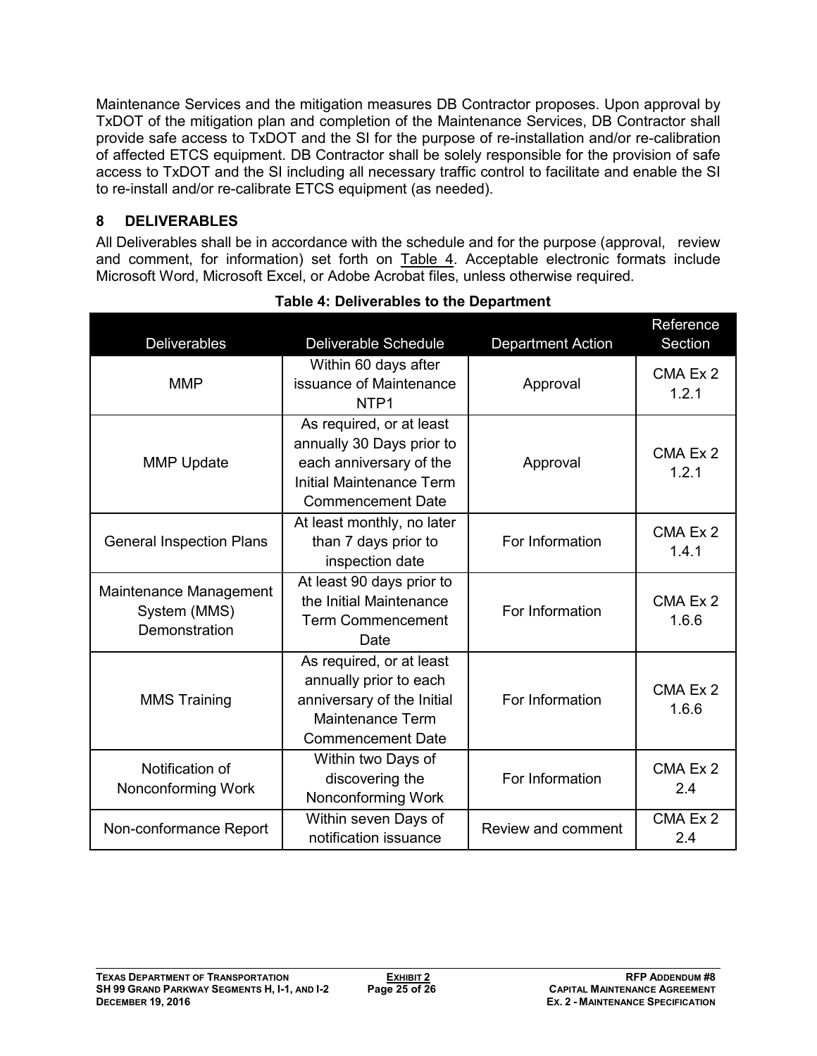Maintenance Services and the mitigation measures DB Contractor proposes. Upon approval by TxDOT of the mitigation plan and completion of the Maintenance Services, DB Contractor shall provide safe access to TxDOT and the SI for the purpose of re-installation and/or re-calibration of affected ETCS equipment. DB Contractor shall be solely responsible for the provision of safe access to TxDOT and the SI including all necessary traffic control to facilitate and enable the SI to re-install and/or re-calibrate ETCS equipment (as needed).

## 8 DELIVERABLES

All Deliverables shall be in accordance with the schedule and for the purpose (approval, review and comment, for information) set forth on Table 4. Acceptable electronic formats include Microsoft Word, Microsoft Excel, or Adobe Acrobat files, unless otherwise required.

**Table 4: Deliverables to the Department**

| Deliverables | Deliverable Schedule | Department Action | Reference Section |
|---|---|---|---|
| MMP | Within 60 days after issuance of Maintenance NTP1 | Approval | CMA Ex 2 1.2.1 |
| MMP Update | As required, or at least annually 30 Days prior to each anniversary of the Initial Maintenance Term Commencement Date | Approval | CMA Ex 2 1.2.1 |
| General Inspection Plans | At least monthly, no later than 7 days prior to inspection date | For Information | CMA Ex 2 1.4.1 |
| Maintenance Management System (MMS) Demonstration | At least 90 days prior to the Initial Maintenance Term Commencement Date | For Information | CMA Ex 2 1.6.6 |
| MMS Training | As required, or at least annually prior to each anniversary of the Initial Maintenance Term Commencement Date | For Information | CMA Ex 2 1.6.6 |
| Notification of Nonconforming Work | Within two Days of discovering the Nonconforming Work | For Information | CMA Ex 2 2.4 |
| Non-conformance Report | Within seven Days of notification issuance | Review and comment | CMA Ex 2 2.4 |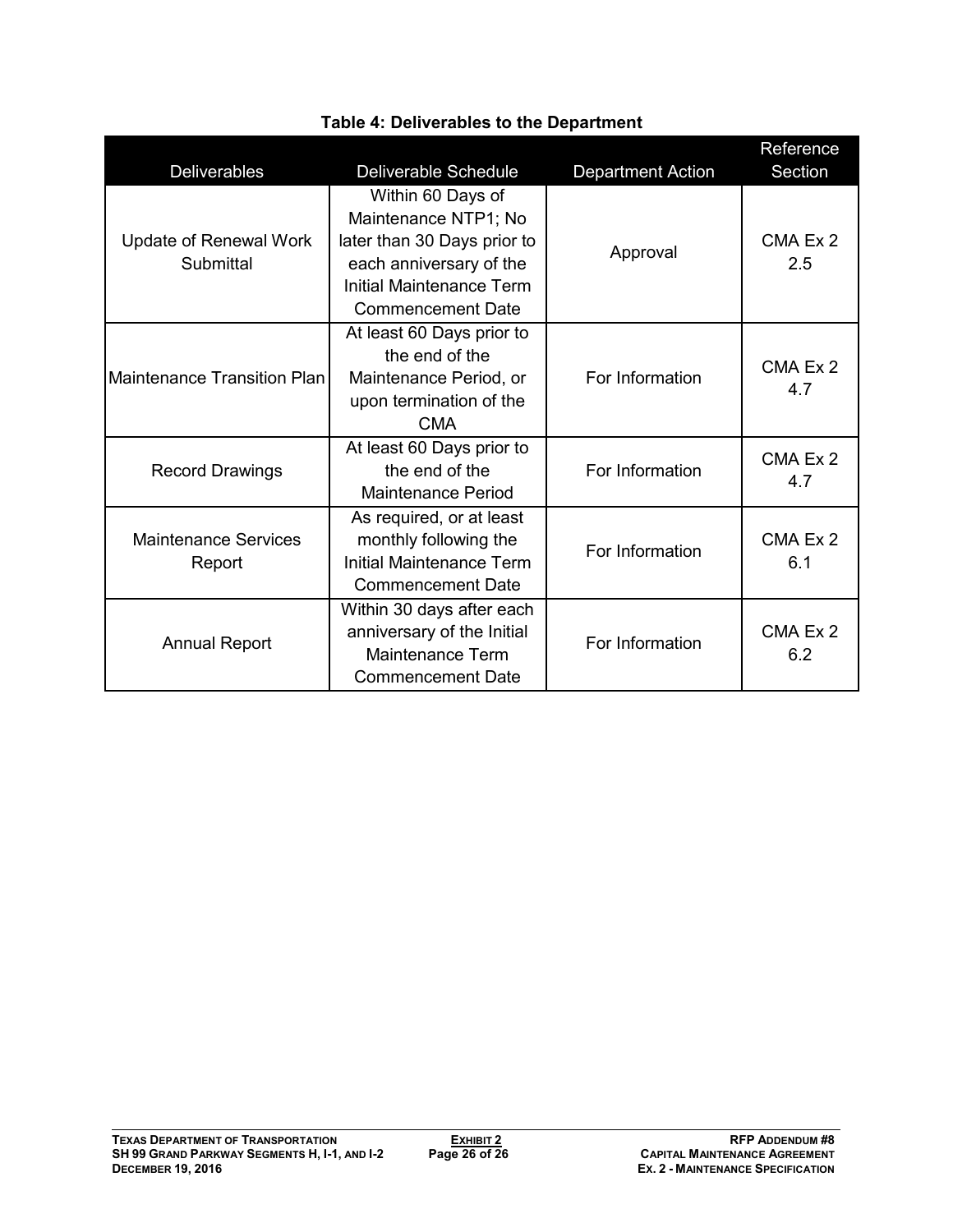**Table 4: Deliverables to the Department**

| Deliverables | Deliverable Schedule | Department Action | Reference Section |
| --- | --- | --- | --- |
| Update of Renewal Work Submittal | Within 60 Days of Maintenance NTP1; No later than 30 Days prior to each anniversary of the Initial Maintenance Term Commencement Date | Approval | CMA Ex 2 2.5 |
| Maintenance Transition Plan | At least 60 Days prior to the end of the Maintenance Period, or upon termination of the CMA | For Information | CMA Ex 2 4.7 |
| Record Drawings | At least 60 Days prior to the end of the Maintenance Period | For Information | CMA Ex 2 4.7 |
| Maintenance Services Report | As required, or at least monthly following the Initial Maintenance Term Commencement Date | For Information | CMA Ex 2 6.1 |
| Annual Report | Within 30 days after each anniversary of the Initial Maintenance Term Commencement Date | For Information | CMA Ex 2 6.2 |